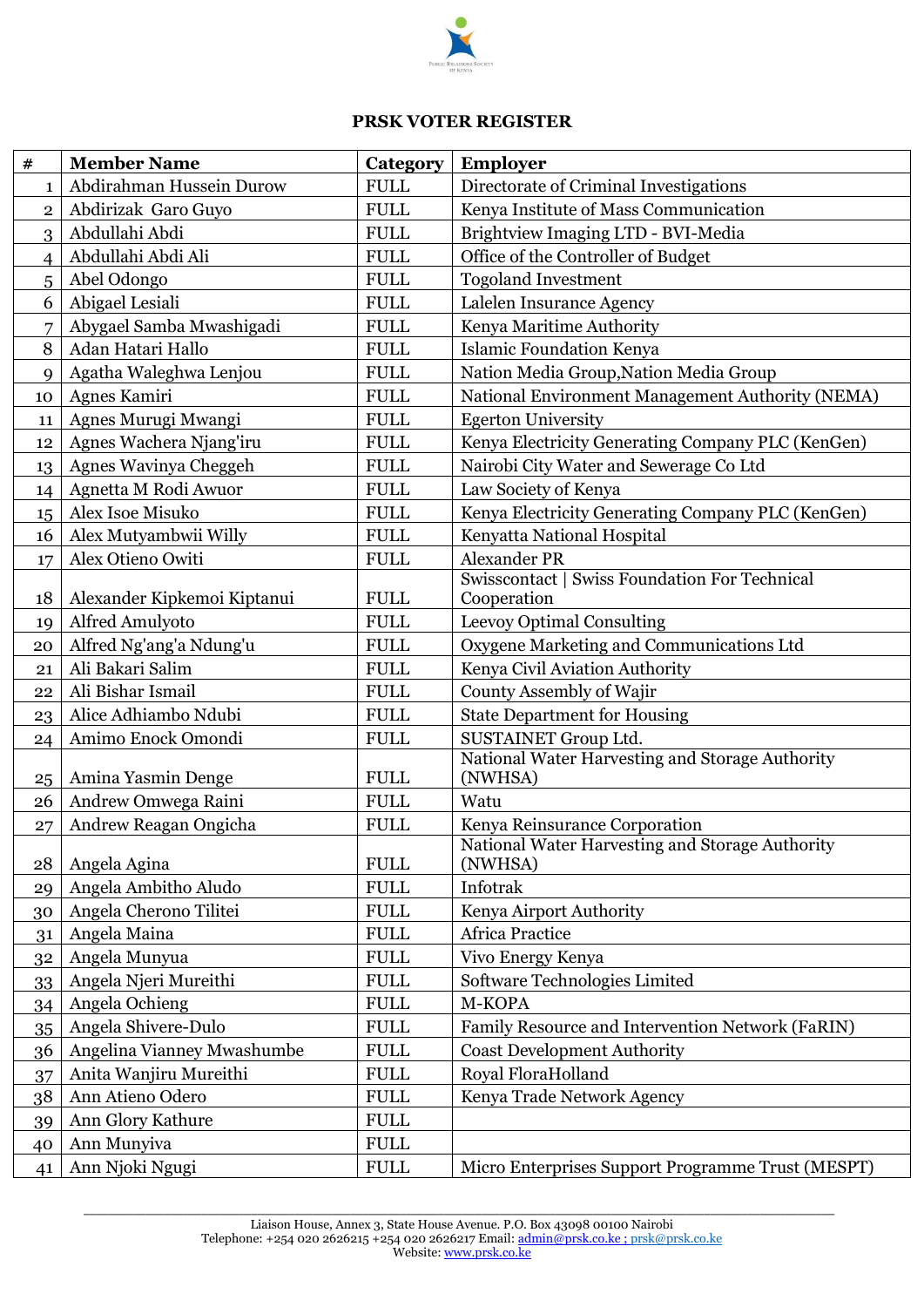## PRSK VOTER REGISTER

| # | Member Name | Category | Employer |
|---|---|---|---|
| 1 | Abdirahman Hussein Durow | FULL | Directorate of Criminal Investigations |
| 2 | Abdirizak Garo Guyo | FULL | Kenya Institute of Mass Communication |
| 3 | Abdullahi Abdi | FULL | Brightview Imaging LTD - BVI-Media |
| 4 | Abdullahi Abdi Ali | FULL | Office of the Controller of Budget |
| 5 | Abel Odongo | FULL | Togoland Investment |
| 6 | Abigael Lesiali | FULL | Lalelen Insurance Agency |
| 7 | Abygael Samba Mwashigadi | FULL | Kenya Maritime Authority |
| 8 | Adan Hatari Hallo | FULL | Islamic Foundation Kenya |
| 9 | Agatha Waleghwa Lenjou | FULL | Nation Media Group,Nation Media Group |
| 10 | Agnes Kamiri | FULL | National Environment Management Authority (NEMA) |
| 11 | Agnes Murugi Mwangi | FULL | Egerton University |
| 12 | Agnes Wachera Njang'iru | FULL | Kenya Electricity Generating Company PLC (KenGen) |
| 13 | Agnes Wavinya Cheggeh | FULL | Nairobi City Water and Sewerage Co Ltd |
| 14 | Agnetta M Rodi Awuor | FULL | Law Society of Kenya |
| 15 | Alex Isoe Misuko | FULL | Kenya Electricity Generating Company PLC (KenGen) |
| 16 | Alex Mutyambwii Willy | FULL | Kenyatta National Hospital |
| 17 | Alex Otieno Owiti | FULL | Alexander PR |
| 18 | Alexander Kipkemoi Kiptanui | FULL | Swisscontact \| Swiss Foundation For Technical Cooperation |
| 19 | Alfred Amulyoto | FULL | Leevoy Optimal Consulting |
| 20 | Alfred Ng'ang'a Ndung'u | FULL | Oxygene Marketing and Communications Ltd |
| 21 | Ali Bakari Salim | FULL | Kenya Civil Aviation Authority |
| 22 | Ali Bishar Ismail | FULL | County Assembly of Wajir |
| 23 | Alice Adhiambo Ndubi | FULL | State Department for Housing |
| 24 | Amimo Enock Omondi | FULL | SUSTAINET Group Ltd. |
| 25 | Amina Yasmin Denge | FULL | National Water Harvesting and Storage Authority (NWHSA) |
| 26 | Andrew Omwega Raini | FULL | Watu |
| 27 | Andrew Reagan Ongicha | FULL | Kenya Reinsurance Corporation |
| 28 | Angela Agina | FULL | National Water Harvesting and Storage Authority (NWHSA) |
| 29 | Angela Ambitho Aludo | FULL | Infotrak |
| 30 | Angela Cherono Tilitei | FULL | Kenya Airport Authority |
| 31 | Angela Maina | FULL | Africa Practice |
| 32 | Angela Munyua | FULL | Vivo Energy Kenya |
| 33 | Angela Njeri Mureithi | FULL | Software Technologies Limited |
| 34 | Angela Ochieng | FULL | M-KOPA |
| 35 | Angela Shivere-Dulo | FULL | Family Resource and Intervention Network (FaRIN) |
| 36 | Angelina Vianney Mwashumbe | FULL | Coast Development Authority |
| 37 | Anita Wanjiru Mureithi | FULL | Royal FloraHolland |
| 38 | Ann Atieno Odero | FULL | Kenya Trade Network Agency |
| 39 | Ann Glory Kathure | FULL | |
| 40 | Ann Munyiva | FULL | |
| 41 | Ann Njoki Ngugi | FULL | Micro Enterprises Support Programme Trust (MESPT) |

Liaison House, Annex 3, State House Avenue. P.O. Box 43098 00100 Nairobi
Telephone: +254 020 2626215 +254 020 2626217 Email: admin@prsk.co.ke ; prsk@prsk.co.ke
Website: www.prsk.co.ke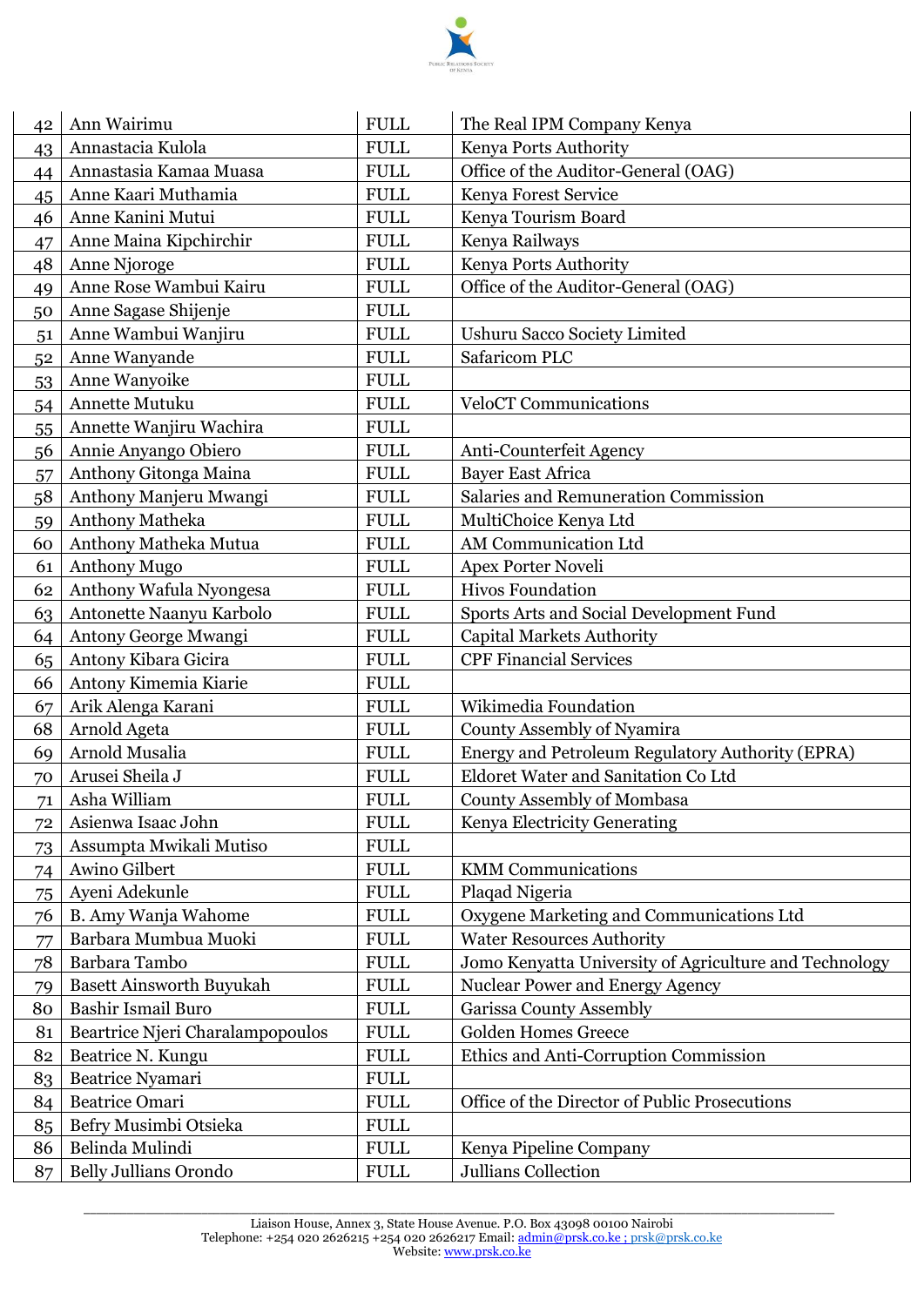| 42 | Ann Wairimu | FULL | The Real IPM Company Kenya |
|---|---|---|---|
| 43 | Annastacia Kulola | FULL | Kenya Ports Authority |
| 44 | Annastasia Kamaa Muasa | FULL | Office of the Auditor-General (OAG) |
| 45 | Anne Kaari Muthamia | FULL | Kenya Forest Service |
| 46 | Anne Kanini Mutui | FULL | Kenya Tourism Board |
| 47 | Anne Maina Kipchirchir | FULL | Kenya Railways |
| 48 | Anne Njoroge | FULL | Kenya Ports Authority |
| 49 | Anne Rose Wambui Kairu | FULL | Office of the Auditor-General (OAG) |
| 50 | Anne Sagase Shijenje | FULL | |
| 51 | Anne Wambui Wanjiru | FULL | Ushuru Sacco Society Limited |
| 52 | Anne Wanyande | FULL | Safaricom PLC |
| 53 | Anne Wanyoike | FULL | |
| 54 | Annette Mutuku | FULL | VeloCT Communications |
| 55 | Annette Wanjiru Wachira | FULL | |
| 56 | Annie Anyango Obiero | FULL | Anti-Counterfeit Agency |
| 57 | Anthony Gitonga Maina | FULL | Bayer East Africa |
| 58 | Anthony Manjeru Mwangi | FULL | Salaries and Remuneration Commission |
| 59 | Anthony Matheka | FULL | MultiChoice Kenya Ltd |
| 60 | Anthony Matheka Mutua | FULL | AM Communication Ltd |
| 61 | Anthony Mugo | FULL | Apex Porter Noveli |
| 62 | Anthony Wafula Nyongesa | FULL | Hivos Foundation |
| 63 | Antonette Naanyu Karbolo | FULL | Sports Arts and Social Development Fund |
| 64 | Antony George Mwangi | FULL | Capital Markets Authority |
| 65 | Antony Kibara Gicira | FULL | CPF Financial Services |
| 66 | Antony Kimemia Kiarie | FULL | |
| 67 | Arik Alenga Karani | FULL | Wikimedia Foundation |
| 68 | Arnold Ageta | FULL | County Assembly of Nyamira |
| 69 | Arnold Musalia | FULL | Energy and Petroleum Regulatory Authority (EPRA) |
| 70 | Arusei Sheila J | FULL | Eldoret Water and Sanitation Co Ltd |
| 71 | Asha William | FULL | County Assembly of Mombasa |
| 72 | Asienwa Isaac John | FULL | Kenya Electricity Generating |
| 73 | Assumpta Mwikali Mutiso | FULL | |
| 74 | Awino Gilbert | FULL | KMM Communications |
| 75 | Ayeni Adekunle | FULL | Plaqad Nigeria |
| 76 | B. Amy Wanja Wahome | FULL | Oxygene Marketing and Communications Ltd |
| 77 | Barbara Mumbua Muoki | FULL | Water Resources Authority |
| 78 | Barbara Tambo | FULL | Jomo Kenyatta University of Agriculture and Technology |
| 79 | Basett Ainsworth Buyukah | FULL | Nuclear Power and Energy Agency |
| 80 | Bashir Ismail Buro | FULL | Garissa County Assembly |
| 81 | Beartrice Njeri Charalampopoulos | FULL | Golden Homes Greece |
| 82 | Beatrice N. Kungu | FULL | Ethics and Anti-Corruption Commission |
| 83 | Beatrice Nyamari | FULL | |
| 84 | Beatrice Omari | FULL | Office of the Director of Public Prosecutions |
| 85 | Befry Musimbi Otsieka | FULL | |
| 86 | Belinda Mulindi | FULL | Kenya Pipeline Company |
| 87 | Belly Jullians Orondo | FULL | Jullians Collection |

Liaison House, Annex 3, State House Avenue. P.O. Box 43098 00100 Nairobi
Telephone: +254 020 2626215 +254 020 2626217 Email: admin@prsk.co.ke ; prsk@prsk.co.ke
Website: www.prsk.co.ke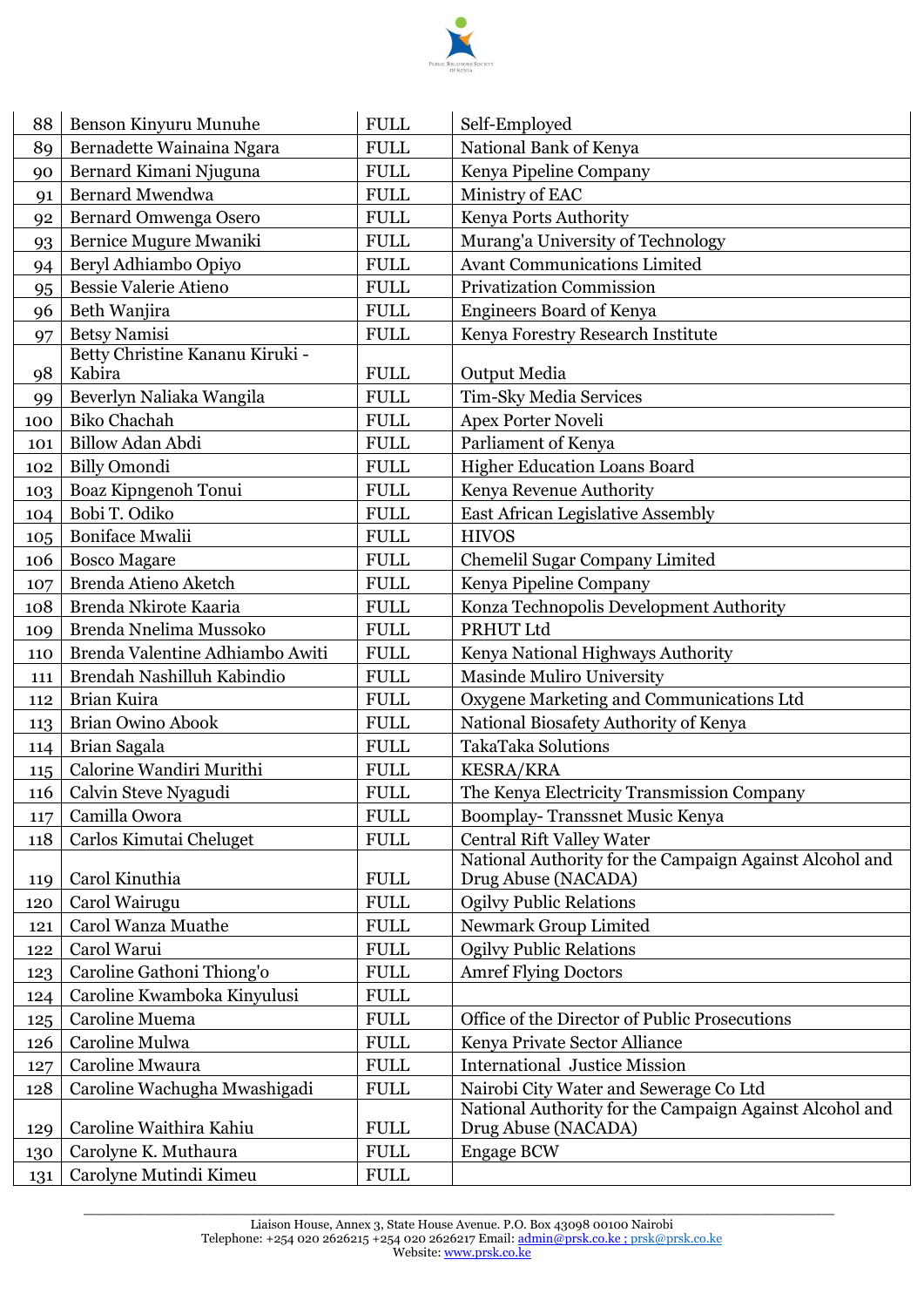| | | | |
|---|---|---|---|
| 88 | Benson Kinyuru Munuhe | FULL | Self-Employed |
| 89 | Bernadette Wainaina Ngara | FULL | National Bank of Kenya |
| 90 | Bernard Kimani Njuguna | FULL | Kenya Pipeline Company |
| 91 | Bernard Mwendwa | FULL | Ministry of EAC |
| 92 | Bernard Omwenga Osero | FULL | Kenya Ports Authority |
| 93 | Bernice Mugure Mwaniki | FULL | Murang'a University of Technology |
| 94 | Beryl Adhiambo Opiyo | FULL | Avant Communications Limited |
| 95 | Bessie Valerie Atieno | FULL | Privatization Commission |
| 96 | Beth Wanjira | FULL | Engineers Board of Kenya |
| 97 | Betsy Namisi | FULL | Kenya Forestry Research Institute |
| 98 | Betty Christine Kananu Kiruki - Kabira | FULL | Output Media |
| 99 | Beverlyn Naliaka Wangila | FULL | Tim-Sky Media Services |
| 100 | Biko Chachah | FULL | Apex Porter Noveli |
| 101 | Billow Adan Abdi | FULL | Parliament of Kenya |
| 102 | Billy Omondi | FULL | Higher Education Loans Board |
| 103 | Boaz Kipngenoh Tonui | FULL | Kenya Revenue Authority |
| 104 | Bobi T. Odiko | FULL | East African Legislative Assembly |
| 105 | Boniface Mwalii | FULL | HIVOS |
| 106 | Bosco Magare | FULL | Chemelil Sugar Company Limited |
| 107 | Brenda Atieno Aketch | FULL | Kenya Pipeline Company |
| 108 | Brenda Nkirote Kaaria | FULL | Konza Technopolis Development Authority |
| 109 | Brenda Nnelima Mussoko | FULL | PRHUT Ltd |
| 110 | Brenda Valentine Adhiambo Awiti | FULL | Kenya National Highways Authority |
| 111 | Brendah Nashilluh Kabindio | FULL | Masinde Muliro University |
| 112 | Brian Kuira | FULL | Oxygene Marketing and Communications Ltd |
| 113 | Brian Owino Abook | FULL | National Biosafety Authority of Kenya |
| 114 | Brian Sagala | FULL | TakaTaka Solutions |
| 115 | Calorine Wandiri Murithi | FULL | KESRA/KRA |
| 116 | Calvin Steve Nyagudi | FULL | The Kenya Electricity Transmission Company |
| 117 | Camilla Owora | FULL | Boomplay- Transsnet Music Kenya |
| 118 | Carlos Kimutai Cheluget | FULL | Central Rift Valley Water |
| 119 | Carol Kinuthia | FULL | National Authority for the Campaign Against Alcohol and Drug Abuse (NACADA) |
| 120 | Carol Wairugu | FULL | Ogilvy Public Relations |
| 121 | Carol Wanza Muathe | FULL | Newmark Group Limited |
| 122 | Carol Warui | FULL | Ogilvy Public Relations |
| 123 | Caroline Gathoni Thiong'o | FULL | Amref Flying Doctors |
| 124 | Caroline Kwamboka Kinyulusi | FULL | |
| 125 | Caroline Muema | FULL | Office of the Director of Public Prosecutions |
| 126 | Caroline Mulwa | FULL | Kenya Private Sector Alliance |
| 127 | Caroline Mwaura | FULL | International Justice Mission |
| 128 | Caroline Wachugha Mwashigadi | FULL | Nairobi City Water and Sewerage Co Ltd |
| 129 | Caroline Waithira Kahiu | FULL | National Authority for the Campaign Against Alcohol and Drug Abuse (NACADA) |
| 130 | Carolyne K. Muthaura | FULL | Engage BCW |
| 131 | Carolyne Mutindi Kimeu | FULL | |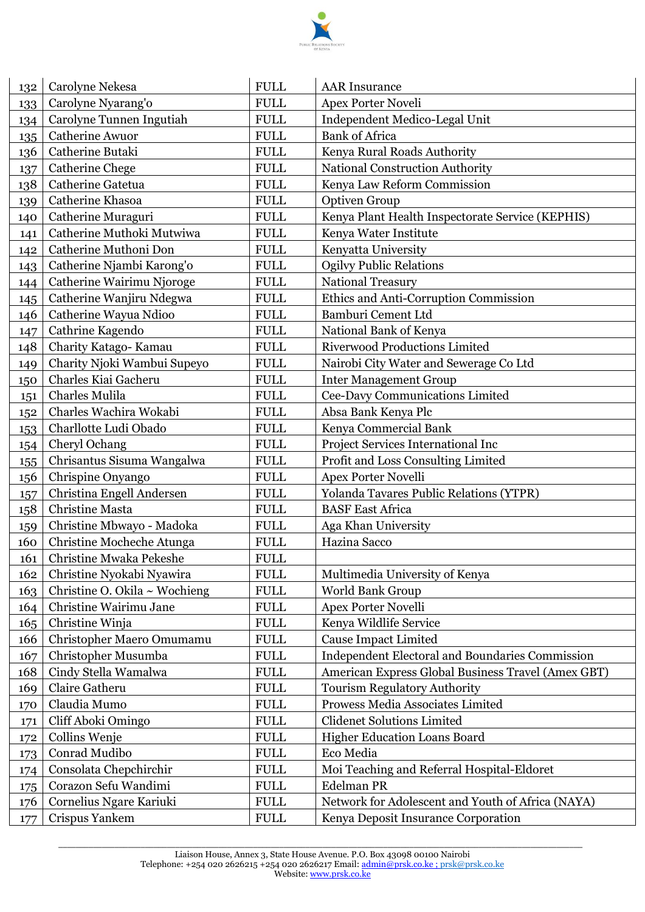| 132 | Carolyne Nekesa | FULL | AAR Insurance |
|---|---|---|---|
| 133 | Carolyne Nyarang'o | FULL | Apex Porter Noveli |
| 134 | Carolyne Tunnen Ingutiah | FULL | Independent Medico-Legal Unit |
| 135 | Catherine Awuor | FULL | Bank of Africa |
| 136 | Catherine Butaki | FULL | Kenya Rural Roads Authority |
| 137 | Catherine Chege | FULL | National Construction Authority |
| 138 | Catherine Gatetua | FULL | Kenya Law Reform Commission |
| 139 | Catherine Khasoa | FULL | Optiven Group |
| 140 | Catherine Muraguri | FULL | Kenya Plant Health Inspectorate Service (KEPHIS) |
| 141 | Catherine Muthoki Mutwiwa | FULL | Kenya Water Institute |
| 142 | Catherine Muthoni Don | FULL | Kenyatta University |
| 143 | Catherine Njambi Karong'o | FULL | Ogilvy Public Relations |
| 144 | Catherine Wairimu Njoroge | FULL | National Treasury |
| 145 | Catherine Wanjiru Ndegwa | FULL | Ethics and Anti-Corruption Commission |
| 146 | Catherine Wayua Ndioo | FULL | Bamburi Cement Ltd |
| 147 | Cathrine Kagendo | FULL | National Bank of Kenya |
| 148 | Charity Katago- Kamau | FULL | Riverwood Productions Limited |
| 149 | Charity Njoki Wambui Supeyo | FULL | Nairobi City Water and Sewerage Co Ltd |
| 150 | Charles Kiai Gacheru | FULL | Inter Management Group |
| 151 | Charles Mulila | FULL | Cee-Davy Communications Limited |
| 152 | Charles Wachira Wokabi | FULL | Absa Bank Kenya Plc |
| 153 | Charllotte Ludi Obado | FULL | Kenya Commercial Bank |
| 154 | Cheryl Ochang | FULL | Project Services International Inc |
| 155 | Chrisantus Sisuma Wangalwa | FULL | Profit and Loss Consulting Limited |
| 156 | Chrispine Onyango | FULL | Apex Porter Novelli |
| 157 | Christina Engell Andersen | FULL | Yolanda Tavares Public Relations (YTPR) |
| 158 | Christine Masta | FULL | BASF East Africa |
| 159 | Christine Mbwayo - Madoka | FULL | Aga Khan University |
| 160 | Christine Mocheche Atunga | FULL | Hazina Sacco |
| 161 | Christine Mwaka Pekeshe | FULL | |
| 162 | Christine Nyokabi Nyawira | FULL | Multimedia University of Kenya |
| 163 | Christine O. Okila ~ Wochieng | FULL | World Bank Group |
| 164 | Christine Wairimu Jane | FULL | Apex Porter Novelli |
| 165 | Christine Winja | FULL | Kenya Wildlife Service |
| 166 | Christopher Maero Omumamu | FULL | Cause Impact Limited |
| 167 | Christopher Musumba | FULL | Independent Electoral and Boundaries Commission |
| 168 | Cindy Stella Wamalwa | FULL | American Express Global Business Travel (Amex GBT) |
| 169 | Claire Gatheru | FULL | Tourism Regulatory Authority |
| 170 | Claudia Mumo | FULL | Prowess Media Associates Limited |
| 171 | Cliff Aboki Omingo | FULL | Clidenet Solutions Limited |
| 172 | Collins Wenje | FULL | Higher Education Loans Board |
| 173 | Conrad Mudibo | FULL | Eco Media |
| 174 | Consolata Chepchirchir | FULL | Moi Teaching and Referral Hospital-Eldoret |
| 175 | Corazon Sefu Wandimi | FULL | Edelman PR |
| 176 | Cornelius Ngare Kariuki | FULL | Network for Adolescent and Youth of Africa (NAYA) |
| 177 | Crispus Yankem | FULL | Kenya Deposit Insurance Corporation |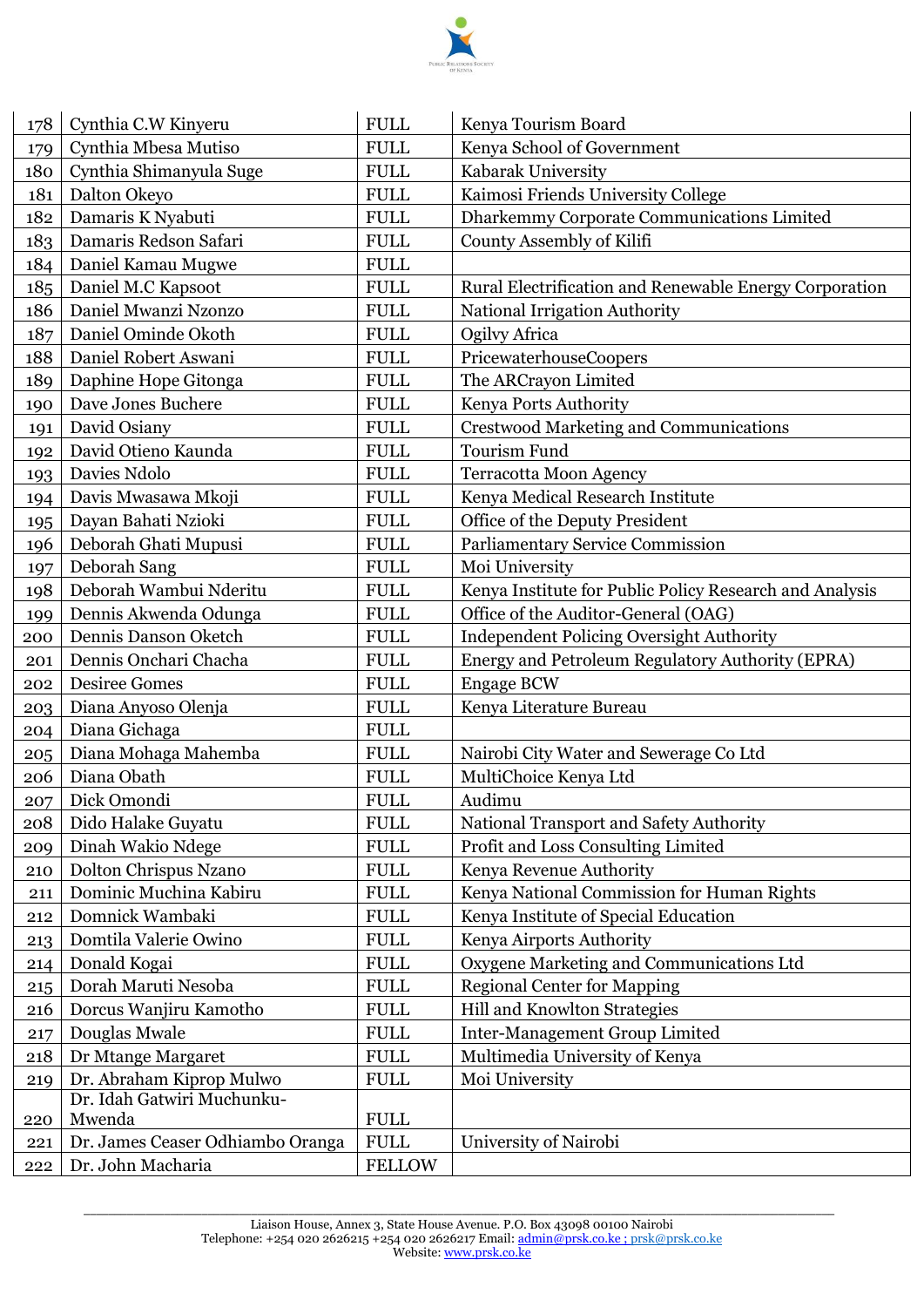| 178 | Cynthia C.W Kinyeru | FULL | Kenya Tourism Board |
|---|---|---|---|
| 179 | Cynthia Mbesa Mutiso | FULL | Kenya School of Government |
| 180 | Cynthia Shimanyula Suge | FULL | Kabarak University |
| 181 | Dalton Okeyo | FULL | Kaimosi Friends University College |
| 182 | Damaris K Nyabuti | FULL | Dharkemmy Corporate Communications Limited |
| 183 | Damaris Redson Safari | FULL | County Assembly of Kilifi |
| 184 | Daniel Kamau Mugwe | FULL | |
| 185 | Daniel M.C Kapsoot | FULL | Rural Electrification and Renewable Energy Corporation |
| 186 | Daniel Mwanzi Nzonzo | FULL | National Irrigation Authority |
| 187 | Daniel Ominde Okoth | FULL | Ogilvy Africa |
| 188 | Daniel Robert Aswani | FULL | PricewaterhouseCoopers |
| 189 | Daphine Hope Gitonga | FULL | The ARCrayon Limited |
| 190 | Dave Jones Buchere | FULL | Kenya Ports Authority |
| 191 | David Osiany | FULL | Crestwood Marketing and Communications |
| 192 | David Otieno Kaunda | FULL | Tourism Fund |
| 193 | Davies Ndolo | FULL | Terracotta Moon Agency |
| 194 | Davis Mwasawa Mkoji | FULL | Kenya Medical Research Institute |
| 195 | Dayan Bahati Nzioki | FULL | Office of the Deputy President |
| 196 | Deborah Ghati Mupusi | FULL | Parliamentary Service Commission |
| 197 | Deborah Sang | FULL | Moi University |
| 198 | Deborah Wambui Nderitu | FULL | Kenya Institute for Public Policy Research and Analysis |
| 199 | Dennis Akwenda Odunga | FULL | Office of the Auditor-General (OAG) |
| 200 | Dennis Danson Oketch | FULL | Independent Policing Oversight Authority |
| 201 | Dennis Onchari Chacha | FULL | Energy and Petroleum Regulatory Authority (EPRA) |
| 202 | Desiree Gomes | FULL | Engage BCW |
| 203 | Diana Anyoso Olenja | FULL | Kenya Literature Bureau |
| 204 | Diana Gichaga | FULL | |
| 205 | Diana Mohaga Mahemba | FULL | Nairobi City Water and Sewerage Co Ltd |
| 206 | Diana Obath | FULL | MultiChoice Kenya Ltd |
| 207 | Dick Omondi | FULL | Audimu |
| 208 | Dido Halake Guyatu | FULL | National Transport and Safety Authority |
| 209 | Dinah Wakio Ndege | FULL | Profit and Loss Consulting Limited |
| 210 | Dolton Chrispus Nzano | FULL | Kenya Revenue Authority |
| 211 | Dominic Muchina Kabiru | FULL | Kenya National Commission for Human Rights |
| 212 | Domnick Wambaki | FULL | Kenya Institute of Special Education |
| 213 | Domtila Valerie Owino | FULL | Kenya Airports Authority |
| 214 | Donald Kogai | FULL | Oxygene Marketing and Communications Ltd |
| 215 | Dorah Maruti Nesoba | FULL | Regional Center for Mapping |
| 216 | Dorcus Wanjiru Kamotho | FULL | Hill and Knowlton Strategies |
| 217 | Douglas Mwale | FULL | Inter-Management Group Limited |
| 218 | Dr Mtange Margaret | FULL | Multimedia University of Kenya |
| 219 | Dr. Abraham Kiprop Mulwo | FULL | Moi University |
| 220 | Dr. Idah Gatwiri Muchunku-Mwenda | FULL | |
| 221 | Dr. James Ceaser Odhiambo Oranga | FULL | University of Nairobi |
| 222 | Dr. John Macharia | FELLOW | |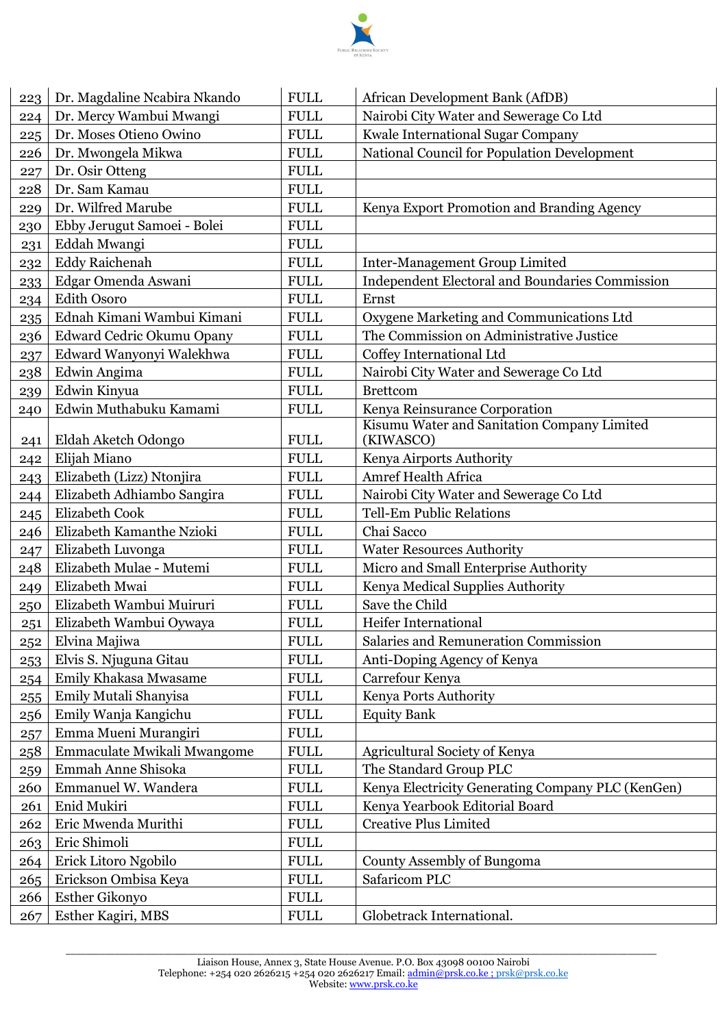| | | | |
|---|---|---|---|
| 223 | Dr. Magdaline Ncabira Nkando | FULL | African Development Bank (AfDB) |
| 224 | Dr. Mercy Wambui Mwangi | FULL | Nairobi City Water and Sewerage Co Ltd |
| 225 | Dr. Moses Otieno Owino | FULL | Kwale International Sugar Company |
| 226 | Dr. Mwongela Mikwa | FULL | National Council for Population Development |
| 227 | Dr. Osir Otteng | FULL | |
| 228 | Dr. Sam Kamau | FULL | |
| 229 | Dr. Wilfred Marube | FULL | Kenya Export Promotion and Branding Agency |
| 230 | Ebby Jerugut Samoei - Bolei | FULL | |
| 231 | Eddah Mwangi | FULL | |
| 232 | Eddy Raichenah | FULL | Inter-Management Group Limited |
| 233 | Edgar Omenda Aswani | FULL | Independent Electoral and Boundaries Commission |
| 234 | Edith Osoro | FULL | Ernst |
| 235 | Ednah Kimani Wambui Kimani | FULL | Oxygene Marketing and Communications Ltd |
| 236 | Edward Cedric Okumu Opany | FULL | The Commission on Administrative Justice |
| 237 | Edward Wanyonyi Walekhwa | FULL | Coffey International Ltd |
| 238 | Edwin Angima | FULL | Nairobi City Water and Sewerage Co Ltd |
| 239 | Edwin Kinyua | FULL | Brettcom |
| 240 | Edwin Muthabuku Kamami | FULL | Kenya Reinsurance Corporation |
| 241 | Eldah Aketch Odongo | FULL | Kisumu Water and Sanitation Company Limited (KIWASCO) |
| 242 | Elijah Miano | FULL | Kenya Airports Authority |
| 243 | Elizabeth (Lizz) Ntonjira | FULL | Amref Health Africa |
| 244 | Elizabeth Adhiambo Sangira | FULL | Nairobi City Water and Sewerage Co Ltd |
| 245 | Elizabeth Cook | FULL | Tell-Em Public Relations |
| 246 | Elizabeth Kamanthe Nzioki | FULL | Chai Sacco |
| 247 | Elizabeth Luvonga | FULL | Water Resources Authority |
| 248 | Elizabeth Mulae - Mutemi | FULL | Micro and Small Enterprise Authority |
| 249 | Elizabeth Mwai | FULL | Kenya Medical Supplies Authority |
| 250 | Elizabeth Wambui Muiruri | FULL | Save the Child |
| 251 | Elizabeth Wambui Oywaya | FULL | Heifer International |
| 252 | Elvina Majiwa | FULL | Salaries and Remuneration Commission |
| 253 | Elvis S. Njuguna Gitau | FULL | Anti-Doping Agency of Kenya |
| 254 | Emily Khakasa Mwasame | FULL | Carrefour Kenya |
| 255 | Emily Mutali Shanyisa | FULL | Kenya Ports Authority |
| 256 | Emily Wanja Kangichu | FULL | Equity Bank |
| 257 | Emma Mueni Murangiri | FULL | |
| 258 | Emmaculate Mwikali Mwangome | FULL | Agricultural Society of Kenya |
| 259 | Emmah Anne Shisoka | FULL | The Standard Group PLC |
| 260 | Emmanuel W. Wandera | FULL | Kenya Electricity Generating Company PLC (KenGen) |
| 261 | Enid Mukiri | FULL | Kenya Yearbook Editorial Board |
| 262 | Eric Mwenda Murithi | FULL | Creative Plus Limited |
| 263 | Eric Shimoli | FULL | |
| 264 | Erick Litoro Ngobilo | FULL | County Assembly of Bungoma |
| 265 | Erickson Ombisa Keya | FULL | Safaricom PLC |
| 266 | Esther Gikonyo | FULL | |
| 267 | Esther Kagiri, MBS | FULL | Globetrack International. |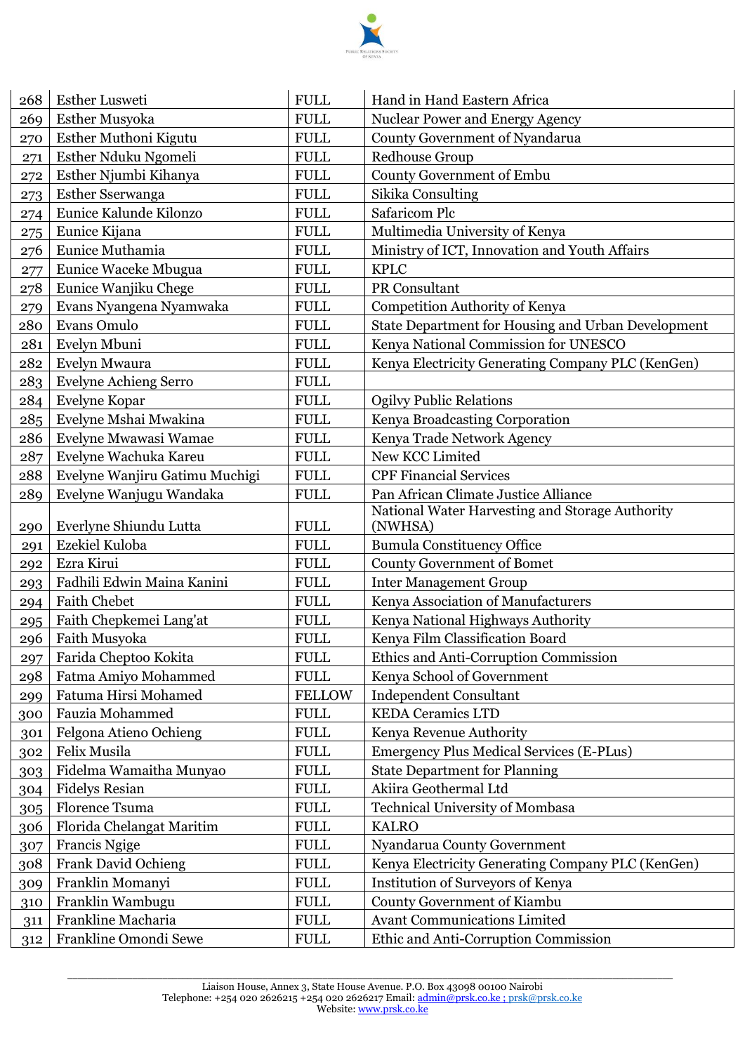| 268 | Esther Lusweti | FULL | Hand in Hand Eastern Africa |
|---|---|---|---|
| 269 | Esther Musyoka | FULL | Nuclear Power and Energy Agency |
| 270 | Esther Muthoni Kigutu | FULL | County Government of Nyandarua |
| 271 | Esther Nduku Ngomeli | FULL | Redhouse Group |
| 272 | Esther Njumbi Kihanya | FULL | County Government of Embu |
| 273 | Esther Sserwanga | FULL | Sikika Consulting |
| 274 | Eunice Kalunde Kilonzo | FULL | Safaricom Plc |
| 275 | Eunice Kijana | FULL | Multimedia University of Kenya |
| 276 | Eunice Muthamia | FULL | Ministry of ICT, Innovation and Youth Affairs |
| 277 | Eunice Waceke Mbugua | FULL | KPLC |
| 278 | Eunice Wanjiku Chege | FULL | PR Consultant |
| 279 | Evans Nyangena Nyamwaka | FULL | Competition Authority of Kenya |
| 280 | Evans Omulo | FULL | State Department for Housing and Urban Development |
| 281 | Evelyn Mbuni | FULL | Kenya National Commission for UNESCO |
| 282 | Evelyn Mwaura | FULL | Kenya Electricity Generating Company PLC (KenGen) |
| 283 | Evelyne Achieng Serro | FULL | |
| 284 | Evelyne Kopar | FULL | Ogilvy Public Relations |
| 285 | Evelyne Mshai Mwakina | FULL | Kenya Broadcasting Corporation |
| 286 | Evelyne Mwawasi Wamae | FULL | Kenya Trade Network Agency |
| 287 | Evelyne Wachuka Kareu | FULL | New KCC Limited |
| 288 | Evelyne Wanjiru Gatimu Muchigi | FULL | CPF Financial Services |
| 289 | Evelyne Wanjugu Wandaka | FULL | Pan African Climate Justice Alliance |
| 290 | Everlyne Shiundu Lutta | FULL | National Water Harvesting and Storage Authority (NWHSA) |
| 291 | Ezekiel Kuloba | FULL | Bumula Constituency Office |
| 292 | Ezra Kirui | FULL | County Government of Bomet |
| 293 | Fadhili Edwin Maina Kanini | FULL | Inter Management Group |
| 294 | Faith Chebet | FULL | Kenya Association of Manufacturers |
| 295 | Faith Chepkemei Lang'at | FULL | Kenya National Highways Authority |
| 296 | Faith Musyoka | FULL | Kenya Film Classification Board |
| 297 | Farida Cheptoo Kokita | FULL | Ethics and Anti-Corruption Commission |
| 298 | Fatma Amiyo Mohammed | FULL | Kenya School of Government |
| 299 | Fatuma Hirsi Mohamed | FELLOW | Independent Consultant |
| 300 | Fauzia Mohammed | FULL | KEDA Ceramics LTD |
| 301 | Felgona Atieno Ochieng | FULL | Kenya Revenue Authority |
| 302 | Felix Musila | FULL | Emergency Plus Medical Services (E-PLus) |
| 303 | Fidelma Wamaitha Munyao | FULL | State Department for Planning |
| 304 | Fidelys Resian | FULL | Akiira Geothermal Ltd |
| 305 | Florence Tsuma | FULL | Technical University of Mombasa |
| 306 | Florida Chelangat Maritim | FULL | KALRO |
| 307 | Francis Ngige | FULL | Nyandarua County Government |
| 308 | Frank David Ochieng | FULL | Kenya Electricity Generating Company PLC (KenGen) |
| 309 | Franklin Momanyi | FULL | Institution of Surveyors of Kenya |
| 310 | Franklin Wambugu | FULL | County Government of Kiambu |
| 311 | Frankline Macharia | FULL | Avant Communications Limited |
| 312 | Frankline Omondi Sewe | FULL | Ethic and Anti-Corruption Commission |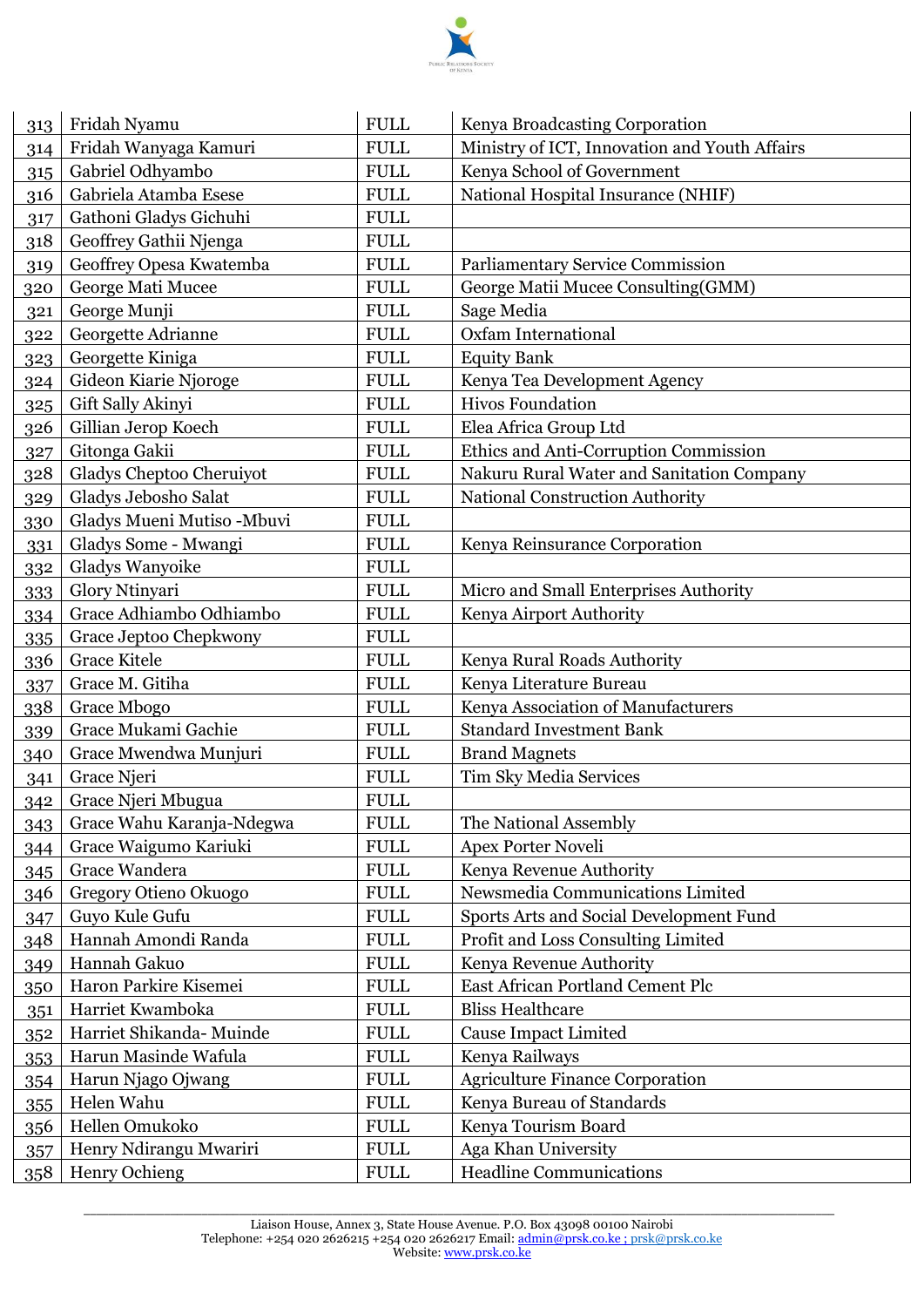| | | | |
|---|---|---|---|
| 313 | Fridah Nyamu | FULL | Kenya Broadcasting Corporation |
| 314 | Fridah Wanyaga Kamuri | FULL | Ministry of ICT, Innovation and Youth Affairs |
| 315 | Gabriel Odhyambo | FULL | Kenya School of Government |
| 316 | Gabriela Atamba Esese | FULL | National Hospital Insurance (NHIF) |
| 317 | Gathoni Gladys Gichuhi | FULL | |
| 318 | Geoffrey Gathii Njenga | FULL | |
| 319 | Geoffrey Opesa Kwatemba | FULL | Parliamentary Service Commission |
| 320 | George Mati Mucee | FULL | George Matii Mucee Consulting(GMM) |
| 321 | George Munji | FULL | Sage Media |
| 322 | Georgette Adrianne | FULL | Oxfam International |
| 323 | Georgette Kiniga | FULL | Equity Bank |
| 324 | Gideon Kiarie Njoroge | FULL | Kenya Tea Development Agency |
| 325 | Gift Sally Akinyi | FULL | Hivos Foundation |
| 326 | Gillian Jerop Koech | FULL | Elea Africa Group Ltd |
| 327 | Gitonga Gakii | FULL | Ethics and Anti-Corruption Commission |
| 328 | Gladys Cheptoo Cheruiyot | FULL | Nakuru Rural Water and Sanitation Company |
| 329 | Gladys Jebosho Salat | FULL | National Construction Authority |
| 330 | Gladys Mueni Mutiso -Mbuvi | FULL | |
| 331 | Gladys Some - Mwangi | FULL | Kenya Reinsurance Corporation |
| 332 | Gladys Wanyoike | FULL | |
| 333 | Glory Ntinyari | FULL | Micro and Small Enterprises Authority |
| 334 | Grace Adhiambo Odhiambo | FULL | Kenya Airport Authority |
| 335 | Grace Jeptoo Chepkwony | FULL | |
| 336 | Grace Kitele | FULL | Kenya Rural Roads Authority |
| 337 | Grace M. Gitiha | FULL | Kenya Literature Bureau |
| 338 | Grace Mbogo | FULL | Kenya Association of Manufacturers |
| 339 | Grace Mukami Gachie | FULL | Standard Investment Bank |
| 340 | Grace Mwendwa Munjuri | FULL | Brand Magnets |
| 341 | Grace Njeri | FULL | Tim Sky Media Services |
| 342 | Grace Njeri Mbugua | FULL | |
| 343 | Grace Wahu Karanja-Ndegwa | FULL | The National Assembly |
| 344 | Grace Waigumo Kariuki | FULL | Apex Porter Noveli |
| 345 | Grace Wandera | FULL | Kenya Revenue Authority |
| 346 | Gregory Otieno Okuogo | FULL | Newsmedia Communications Limited |
| 347 | Guyo Kule Gufu | FULL | Sports Arts and Social Development Fund |
| 348 | Hannah Amondi Randa | FULL | Profit and Loss Consulting Limited |
| 349 | Hannah Gakuo | FULL | Kenya Revenue Authority |
| 350 | Haron Parkire Kisemei | FULL | East African Portland Cement Plc |
| 351 | Harriet Kwamboka | FULL | Bliss Healthcare |
| 352 | Harriet Shikanda- Muinde | FULL | Cause Impact Limited |
| 353 | Harun Masinde Wafula | FULL | Kenya Railways |
| 354 | Harun Njago Ojwang | FULL | Agriculture Finance Corporation |
| 355 | Helen Wahu | FULL | Kenya Bureau of Standards |
| 356 | Hellen Omukoko | FULL | Kenya Tourism Board |
| 357 | Henry Ndirangu Mwariri | FULL | Aga Khan University |
| 358 | Henry Ochieng | FULL | Headline Communications |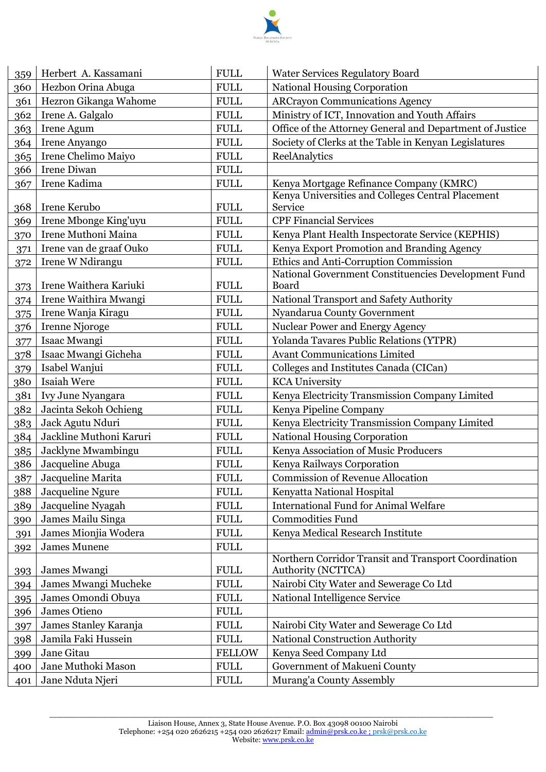| 359 | Herbert A. Kassamani | FULL | Water Services Regulatory Board |
|---|---|---|---|
| 360 | Hezbon Orina Abuga | FULL | National Housing Corporation |
| 361 | Hezron Gikanga Wahome | FULL | ARCrayon Communications Agency |
| 362 | Irene A. Galgalo | FULL | Ministry of ICT, Innovation and Youth Affairs |
| 363 | Irene Agum | FULL | Office of the Attorney General and Department of Justice |
| 364 | Irene Anyango | FULL | Society of Clerks at the Table in Kenyan Legislatures |
| 365 | Irene Chelimo Maiyo | FULL | ReelAnalytics |
| 366 | Irene Diwan | FULL | |
| 367 | Irene Kadima | FULL | Kenya Mortgage Refinance Company (KMRC) |
| 368 | Irene Kerubo | FULL | Kenya Universities and Colleges Central Placement Service |
| 369 | Irene Mbonge King'uyu | FULL | CPF Financial Services |
| 370 | Irene Muthoni Maina | FULL | Kenya Plant Health Inspectorate Service (KEPHIS) |
| 371 | Irene van de graaf Ouko | FULL | Kenya Export Promotion and Branding Agency |
| 372 | Irene W Ndirangu | FULL | Ethics and Anti-Corruption Commission |
| 373 | Irene Waithera Kariuki | FULL | National Government Constituencies Development Fund Board |
| 374 | Irene Waithira Mwangi | FULL | National Transport and Safety Authority |
| 375 | Irene Wanja Kiragu | FULL | Nyandarua County Government |
| 376 | Irenne Njoroge | FULL | Nuclear Power and Energy Agency |
| 377 | Isaac Mwangi | FULL | Yolanda Tavares Public Relations (YTPR) |
| 378 | Isaac Mwangi Gicheha | FULL | Avant Communications Limited |
| 379 | Isabel Wanjui | FULL | Colleges and Institutes Canada (CICan) |
| 380 | Isaiah Were | FULL | KCA University |
| 381 | Ivy June Nyangara | FULL | Kenya Electricity Transmission Company Limited |
| 382 | Jacinta Sekoh Ochieng | FULL | Kenya Pipeline Company |
| 383 | Jack Agutu Nduri | FULL | Kenya Electricity Transmission Company Limited |
| 384 | Jackline Muthoni Karuri | FULL | National Housing Corporation |
| 385 | Jacklyne Mwambingu | FULL | Kenya Association of Music Producers |
| 386 | Jacqueline Abuga | FULL | Kenya Railways Corporation |
| 387 | Jacqueline Marita | FULL | Commission of Revenue Allocation |
| 388 | Jacqueline Ngure | FULL | Kenyatta National Hospital |
| 389 | Jacqueline Nyagah | FULL | International Fund for Animal Welfare |
| 390 | James Mailu Singa | FULL | Commodities Fund |
| 391 | James Mionjia Wodera | FULL | Kenya Medical Research Institute |
| 392 | James Munene | FULL | |
| 393 | James Mwangi | FULL | Northern Corridor Transit and Transport Coordination Authority (NCTTCA) |
| 394 | James Mwangi Mucheke | FULL | Nairobi City Water and Sewerage Co Ltd |
| 395 | James Omondi Obuya | FULL | National Intelligence Service |
| 396 | James Otieno | FULL | |
| 397 | James Stanley Karanja | FULL | Nairobi City Water and Sewerage Co Ltd |
| 398 | Jamila Faki Hussein | FULL | National Construction Authority |
| 399 | Jane Gitau | FELLOW | Kenya Seed Company Ltd |
| 400 | Jane Muthoki Mason | FULL | Government of Makueni County |
| 401 | Jane Nduta Njeri | FULL | Murang'a County Assembly |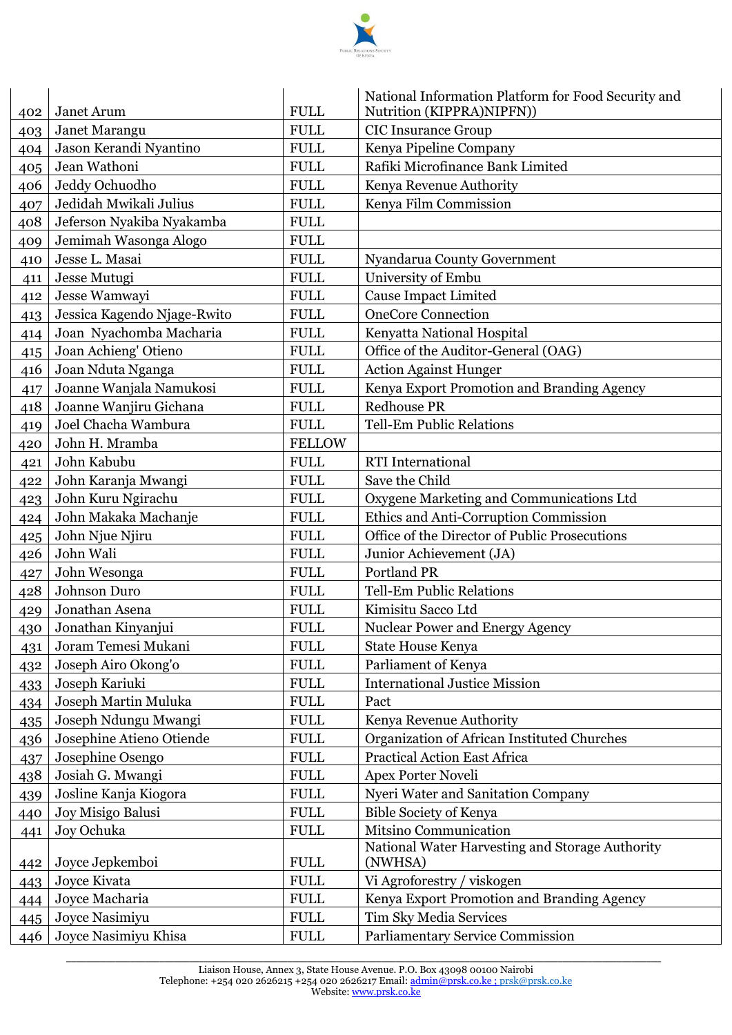| 402 | Janet Arum | FULL | National Information Platform for Food Security and Nutrition (KIPPRA)NIPFN)) |
|---|---|---|---|
| 403 | Janet Marangu | FULL | CIC Insurance Group |
| 404 | Jason Kerandi Nyantino | FULL | Kenya Pipeline Company |
| 405 | Jean Wathoni | FULL | Rafiki Microfinance Bank Limited |
| 406 | Jeddy Ochuodho | FULL | Kenya Revenue Authority |
| 407 | Jedidah Mwikali Julius | FULL | Kenya Film Commission |
| 408 | Jeferson Nyakiba Nyakamba | FULL | |
| 409 | Jemimah Wasonga Alogo | FULL | |
| 410 | Jesse L. Masai | FULL | Nyandarua County Government |
| 411 | Jesse Mutugi | FULL | University of Embu |
| 412 | Jesse Wamwayi | FULL | Cause Impact Limited |
| 413 | Jessica Kagendo Njage-Rwito | FULL | OneCore Connection |
| 414 | Joan Nyachomba Macharia | FULL | Kenyatta National Hospital |
| 415 | Joan Achieng' Otieno | FULL | Office of the Auditor-General (OAG) |
| 416 | Joan Nduta Nganga | FULL | Action Against Hunger |
| 417 | Joanne Wanjala Namukosi | FULL | Kenya Export Promotion and Branding Agency |
| 418 | Joanne Wanjiru Gichana | FULL | Redhouse PR |
| 419 | Joel Chacha Wambura | FULL | Tell-Em Public Relations |
| 420 | John H. Mramba | FELLOW | |
| 421 | John Kabubu | FULL | RTI International |
| 422 | John Karanja Mwangi | FULL | Save the Child |
| 423 | John Kuru Ngirachu | FULL | Oxygene Marketing and Communications Ltd |
| 424 | John Makaka Machanje | FULL | Ethics and Anti-Corruption Commission |
| 425 | John Njue Njiru | FULL | Office of the Director of Public Prosecutions |
| 426 | John Wali | FULL | Junior Achievement (JA) |
| 427 | John Wesonga | FULL | Portland PR |
| 428 | Johnson Duro | FULL | Tell-Em Public Relations |
| 429 | Jonathan Asena | FULL | Kimisitu Sacco Ltd |
| 430 | Jonathan Kinyanjui | FULL | Nuclear Power and Energy Agency |
| 431 | Joram Temesi Mukani | FULL | State House Kenya |
| 432 | Joseph Airo Okong'o | FULL | Parliament of Kenya |
| 433 | Joseph Kariuki | FULL | International Justice Mission |
| 434 | Joseph Martin Muluka | FULL | Pact |
| 435 | Joseph Ndungu Mwangi | FULL | Kenya Revenue Authority |
| 436 | Josephine Atieno Otiende | FULL | Organization of African Instituted Churches |
| 437 | Josephine Osengo | FULL | Practical Action East Africa |
| 438 | Josiah G. Mwangi | FULL | Apex Porter Noveli |
| 439 | Josline Kanja Kiogora | FULL | Nyeri Water and Sanitation Company |
| 440 | Joy Misigo Balusi | FULL | Bible Society of Kenya |
| 441 | Joy Ochuka | FULL | Mitsino Communication |
| 442 | Joyce Jepkemboi | FULL | National Water Harvesting and Storage Authority (NWHSA) |
| 443 | Joyce Kivata | FULL | Vi Agroforestry / viskogen |
| 444 | Joyce Macharia | FULL | Kenya Export Promotion and Branding Agency |
| 445 | Joyce Nasimiyu | FULL | Tim Sky Media Services |
| 446 | Joyce Nasimiyu Khisa | FULL | Parliamentary Service Commission |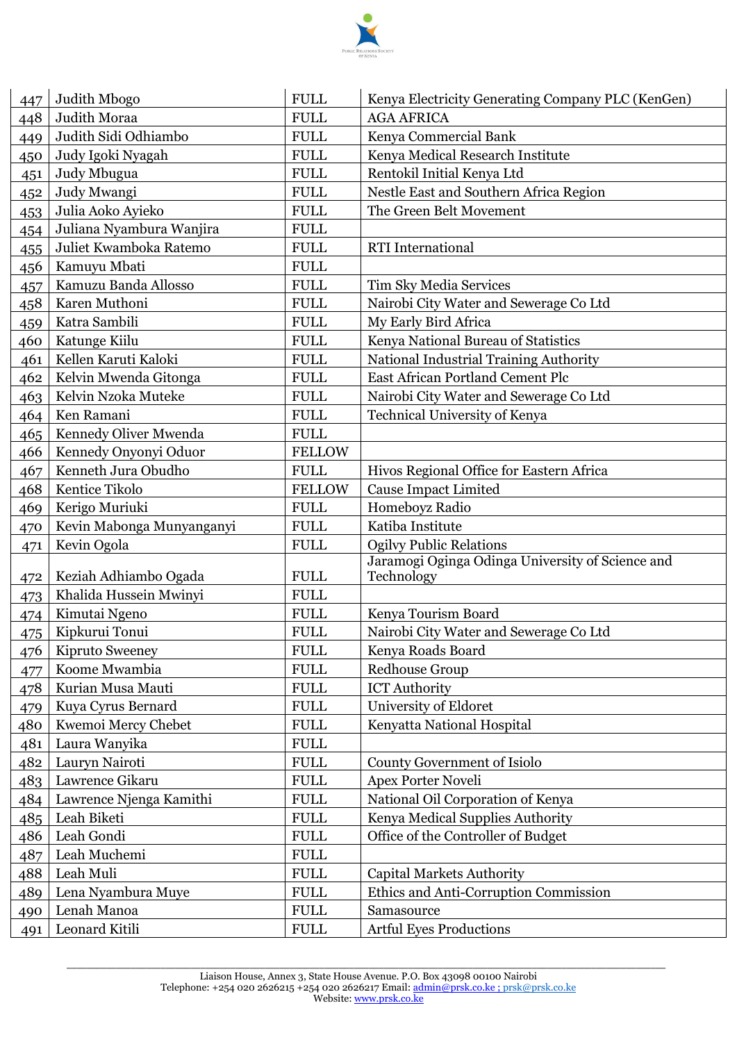| 447 | Judith Mbogo | FULL | Kenya Electricity Generating Company PLC (KenGen) |
|---|---|---|---|
| 448 | Judith Moraa | FULL | AGA AFRICA |
| 449 | Judith Sidi Odhiambo | FULL | Kenya Commercial Bank |
| 450 | Judy Igoki Nyagah | FULL | Kenya Medical Research Institute |
| 451 | Judy Mbugua | FULL | Rentokil Initial Kenya Ltd |
| 452 | Judy Mwangi | FULL | Nestle East and Southern Africa Region |
| 453 | Julia Aoko Ayieko | FULL | The Green Belt Movement |
| 454 | Juliana Nyambura Wanjira | FULL | |
| 455 | Juliet Kwamboka Ratemo | FULL | RTI International |
| 456 | Kamuyu Mbati | FULL | |
| 457 | Kamuzu Banda Allosso | FULL | Tim Sky Media Services |
| 458 | Karen Muthoni | FULL | Nairobi City Water and Sewerage Co Ltd |
| 459 | Katra Sambili | FULL | My Early Bird Africa |
| 460 | Katunge Kiilu | FULL | Kenya National Bureau of Statistics |
| 461 | Kellen Karuti Kaloki | FULL | National Industrial Training Authority |
| 462 | Kelvin Mwenda Gitonga | FULL | East African Portland Cement Plc |
| 463 | Kelvin Nzoka Muteke | FULL | Nairobi City Water and Sewerage Co Ltd |
| 464 | Ken Ramani | FULL | Technical University of Kenya |
| 465 | Kennedy Oliver Mwenda | FULL | |
| 466 | Kennedy Onyonyi Oduor | FELLOW | |
| 467 | Kenneth Jura Obudho | FULL | Hivos Regional Office for Eastern Africa |
| 468 | Kentice Tikolo | FELLOW | Cause Impact Limited |
| 469 | Kerigo Muriuki | FULL | Homeboyz Radio |
| 470 | Kevin Mabonga Munyanganyi | FULL | Katiba Institute |
| 471 | Kevin Ogola | FULL | Ogilvy Public Relations |
| 472 | Keziah Adhiambo Ogada | FULL | Jaramogi Oginga Odinga University of Science and Technology |
| 473 | Khalida Hussein Mwinyi | FULL | |
| 474 | Kimutai Ngeno | FULL | Kenya Tourism Board |
| 475 | Kipkurui Tonui | FULL | Nairobi City Water and Sewerage Co Ltd |
| 476 | Kipruto Sweeney | FULL | Kenya Roads Board |
| 477 | Koome Mwambia | FULL | Redhouse Group |
| 478 | Kurian Musa Mauti | FULL | ICT Authority |
| 479 | Kuya Cyrus Bernard | FULL | University of Eldoret |
| 480 | Kwemoi Mercy Chebet | FULL | Kenyatta National Hospital |
| 481 | Laura Wanyika | FULL | |
| 482 | Lauryn Nairoti | FULL | County Government of Isiolo |
| 483 | Lawrence Gikaru | FULL | Apex Porter Noveli |
| 484 | Lawrence Njenga Kamithi | FULL | National Oil Corporation of Kenya |
| 485 | Leah Biketi | FULL | Kenya Medical Supplies Authority |
| 486 | Leah Gondi | FULL | Office of the Controller of Budget |
| 487 | Leah Muchemi | FULL | |
| 488 | Leah Muli | FULL | Capital Markets Authority |
| 489 | Lena Nyambura Muye | FULL | Ethics and Anti-Corruption Commission |
| 490 | Lenah Manoa | FULL | Samasource |
| 491 | Leonard Kitili | FULL | Artful Eyes Productions |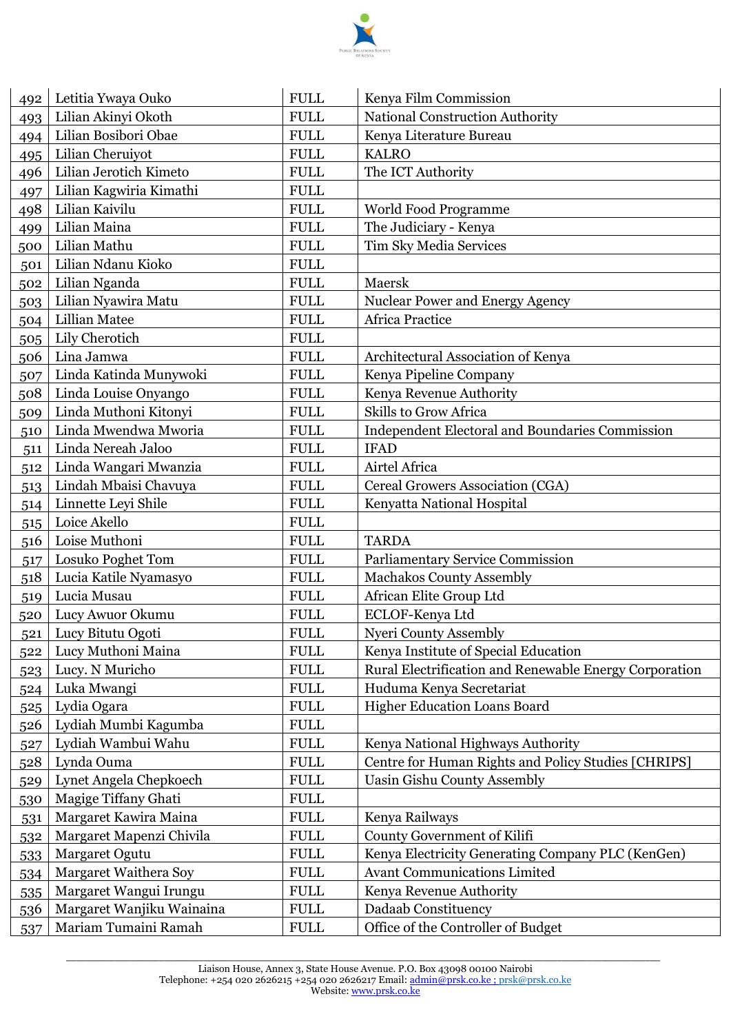| 492 | Letitia Ywaya Ouko | FULL | Kenya Film Commission |
|---|---|---|---|
| 493 | Lilian Akinyi Okoth | FULL | National Construction Authority |
| 494 | Lilian Bosibori Obae | FULL | Kenya Literature Bureau |
| 495 | Lilian Cheruiyot | FULL | KALRO |
| 496 | Lilian Jerotich Kimeto | FULL | The ICT Authority |
| 497 | Lilian Kagwiria Kimathi | FULL | |
| 498 | Lilian Kaivilu | FULL | World Food Programme |
| 499 | Lilian Maina | FULL | The Judiciary - Kenya |
| 500 | Lilian Mathu | FULL | Tim Sky Media Services |
| 501 | Lilian Ndanu Kioko | FULL | |
| 502 | Lilian Nganda | FULL | Maersk |
| 503 | Lilian Nyawira Matu | FULL | Nuclear Power and Energy Agency |
| 504 | Lillian Matee | FULL | Africa Practice |
| 505 | Lily Cherotich | FULL | |
| 506 | Lina Jamwa | FULL | Architectural Association of Kenya |
| 507 | Linda Katinda Munywoki | FULL | Kenya Pipeline Company |
| 508 | Linda Louise Onyango | FULL | Kenya Revenue Authority |
| 509 | Linda Muthoni Kitonyi | FULL | Skills to Grow Africa |
| 510 | Linda Mwendwa Mworia | FULL | Independent Electoral and Boundaries Commission |
| 511 | Linda Nereah Jaloo | FULL | IFAD |
| 512 | Linda Wangari Mwanzia | FULL | Airtel Africa |
| 513 | Lindah Mbaisi Chavuya | FULL | Cereal Growers Association (CGA) |
| 514 | Linnette Leyi Shile | FULL | Kenyatta National Hospital |
| 515 | Loice Akello | FULL | |
| 516 | Loise Muthoni | FULL | TARDA |
| 517 | Losuko Poghet Tom | FULL | Parliamentary Service Commission |
| 518 | Lucia Katile Nyamasyo | FULL | Machakos County Assembly |
| 519 | Lucia Musau | FULL | African Elite Group Ltd |
| 520 | Lucy Awuor Okumu | FULL | ECLOF-Kenya Ltd |
| 521 | Lucy Bitutu Ogoti | FULL | Nyeri County Assembly |
| 522 | Lucy Muthoni Maina | FULL | Kenya Institute of Special Education |
| 523 | Lucy. N Muricho | FULL | Rural Electrification and Renewable Energy Corporation |
| 524 | Luka Mwangi | FULL | Huduma Kenya Secretariat |
| 525 | Lydia Ogara | FULL | Higher Education Loans Board |
| 526 | Lydiah Mumbi Kagumba | FULL | |
| 527 | Lydiah Wambui Wahu | FULL | Kenya National Highways Authority |
| 528 | Lynda Ouma | FULL | Centre for Human Rights and Policy Studies [CHRIPS] |
| 529 | Lynet Angela Chepkoech | FULL | Uasin Gishu County Assembly |
| 530 | Magige Tiffany Ghati | FULL | |
| 531 | Margaret Kawira Maina | FULL | Kenya Railways |
| 532 | Margaret Mapenzi Chivila | FULL | County Government of Kilifi |
| 533 | Margaret Ogutu | FULL | Kenya Electricity Generating Company PLC (KenGen) |
| 534 | Margaret Waithera Soy | FULL | Avant Communications Limited |
| 535 | Margaret Wangui Irungu | FULL | Kenya Revenue Authority |
| 536 | Margaret Wanjiku Wainaina | FULL | Dadaab Constituency |
| 537 | Mariam Tumaini Ramah | FULL | Office of the Controller of Budget |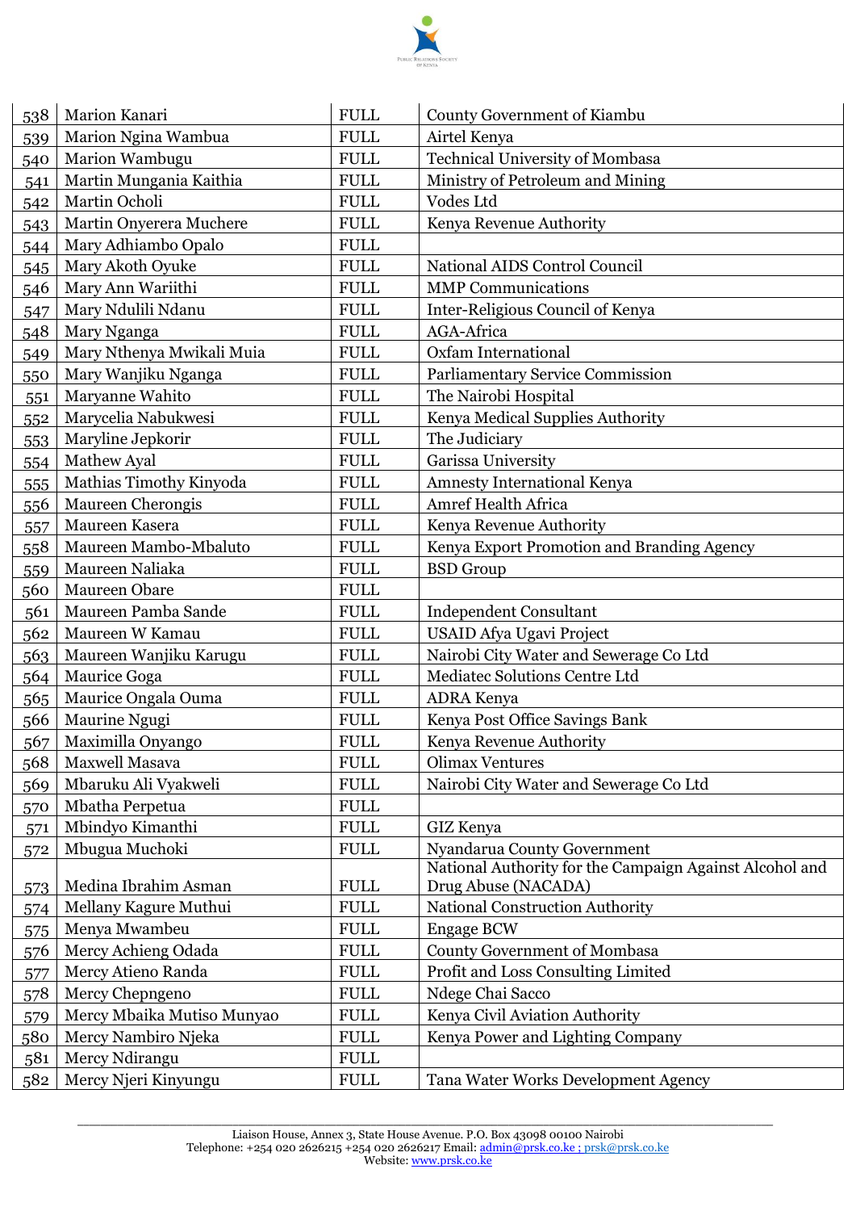| | | | |
|---|---|---|---|
| 538 | Marion Kanari | FULL | County Government of Kiambu |
| 539 | Marion Ngina Wambua | FULL | Airtel Kenya |
| 540 | Marion Wambugu | FULL | Technical University of Mombasa |
| 541 | Martin Mungania Kaithia | FULL | Ministry of Petroleum and Mining |
| 542 | Martin Ocholi | FULL | Vodes Ltd |
| 543 | Martin Onyerera Muchere | FULL | Kenya Revenue Authority |
| 544 | Mary Adhiambo Opalo | FULL | |
| 545 | Mary Akoth Oyuke | FULL | National AIDS Control Council |
| 546 | Mary Ann Wariithi | FULL | MMP Communications |
| 547 | Mary Ndulili Ndanu | FULL | Inter-Religious Council of Kenya |
| 548 | Mary Nganga | FULL | AGA-Africa |
| 549 | Mary Nthenya Mwikali Muia | FULL | Oxfam International |
| 550 | Mary Wanjiku Nganga | FULL | Parliamentary Service Commission |
| 551 | Maryanne Wahito | FULL | The Nairobi Hospital |
| 552 | Marycelia Nabukwesi | FULL | Kenya Medical Supplies Authority |
| 553 | Maryline Jepkorir | FULL | The Judiciary |
| 554 | Mathew Ayal | FULL | Garissa University |
| 555 | Mathias Timothy Kinyoda | FULL | Amnesty International Kenya |
| 556 | Maureen Cherongis | FULL | Amref Health Africa |
| 557 | Maureen Kasera | FULL | Kenya Revenue Authority |
| 558 | Maureen Mambo-Mbaluto | FULL | Kenya Export Promotion and Branding Agency |
| 559 | Maureen Naliaka | FULL | BSD Group |
| 560 | Maureen Obare | FULL | |
| 561 | Maureen Pamba Sande | FULL | Independent Consultant |
| 562 | Maureen W Kamau | FULL | USAID Afya Ugavi Project |
| 563 | Maureen Wanjiku Karugu | FULL | Nairobi City Water and Sewerage Co Ltd |
| 564 | Maurice Goga | FULL | Mediatec Solutions Centre Ltd |
| 565 | Maurice Ongala Ouma | FULL | ADRA Kenya |
| 566 | Maurine Ngugi | FULL | Kenya Post Office Savings Bank |
| 567 | Maximilla Onyango | FULL | Kenya Revenue Authority |
| 568 | Maxwell Masava | FULL | Olimax Ventures |
| 569 | Mbaruku Ali Vyakweli | FULL | Nairobi City Water and Sewerage Co Ltd |
| 570 | Mbatha Perpetua | FULL | |
| 571 | Mbindyo Kimanthi | FULL | GIZ Kenya |
| 572 | Mbugua Muchoki | FULL | Nyandarua County Government |
| 573 | Medina Ibrahim Asman | FULL | National Authority for the Campaign Against Alcohol and Drug Abuse (NACADA) |
| 574 | Mellany Kagure Muthui | FULL | National Construction Authority |
| 575 | Menya Mwambeu | FULL | Engage BCW |
| 576 | Mercy Achieng Odada | FULL | County Government of Mombasa |
| 577 | Mercy Atieno Randa | FULL | Profit and Loss Consulting Limited |
| 578 | Mercy Chepngeno | FULL | Ndege Chai Sacco |
| 579 | Mercy Mbaika Mutiso Munyao | FULL | Kenya Civil Aviation Authority |
| 580 | Mercy Nambiro Njeka | FULL | Kenya Power and Lighting Company |
| 581 | Mercy Ndirangu | FULL | |
| 582 | Mercy Njeri Kinyungu | FULL | Tana Water Works Development Agency |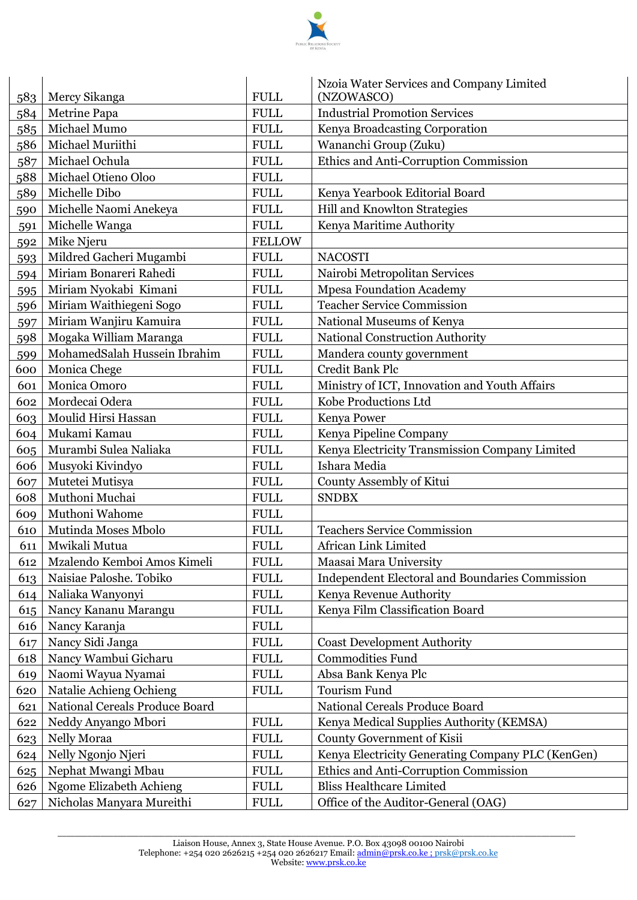| 583 | Mercy Sikanga | FULL | Nzoia Water Services and Company Limited (NZOWASCO) |
|---|---|---|---|
| 584 | Metrine Papa | FULL | Industrial Promotion Services |
| 585 | Michael Mumo | FULL | Kenya Broadcasting Corporation |
| 586 | Michael Muriithi | FULL | Wananchi Group (Zuku) |
| 587 | Michael Ochula | FULL | Ethics and Anti-Corruption Commission |
| 588 | Michael Otieno Oloo | FULL | |
| 589 | Michelle Dibo | FULL | Kenya Yearbook Editorial Board |
| 590 | Michelle Naomi Anekeya | FULL | Hill and Knowlton Strategies |
| 591 | Michelle Wanga | FULL | Kenya Maritime Authority |
| 592 | Mike Njeru | FELLOW | |
| 593 | Mildred Gacheri Mugambi | FULL | NACOSTI |
| 594 | Miriam Bonareri Rahedi | FULL | Nairobi Metropolitan Services |
| 595 | Miriam Nyokabi Kimani | FULL | Mpesa Foundation Academy |
| 596 | Miriam Waithiegeni Sogo | FULL | Teacher Service Commission |
| 597 | Miriam Wanjiru Kamuira | FULL | National Museums of Kenya |
| 598 | Mogaka William Maranga | FULL | National Construction Authority |
| 599 | MohamedSalah Hussein Ibrahim | FULL | Mandera county government |
| 600 | Monica Chege | FULL | Credit Bank Plc |
| 601 | Monica Omoro | FULL | Ministry of ICT, Innovation and Youth Affairs |
| 602 | Mordecai Odera | FULL | Kobe Productions Ltd |
| 603 | Moulid Hirsi Hassan | FULL | Kenya Power |
| 604 | Mukami Kamau | FULL | Kenya Pipeline Company |
| 605 | Murambi Sulea Naliaka | FULL | Kenya Electricity Transmission Company Limited |
| 606 | Musyoki Kivindyo | FULL | Ishara Media |
| 607 | Mutetei Mutisya | FULL | County Assembly of Kitui |
| 608 | Muthoni Muchai | FULL | SNDBX |
| 609 | Muthoni Wahome | FULL | |
| 610 | Mutinda Moses Mbolo | FULL | Teachers Service Commission |
| 611 | Mwikali Mutua | FULL | African Link Limited |
| 612 | Mzalendo Kemboi Amos Kimeli | FULL | Maasai Mara University |
| 613 | Naisiae Paloshe. Tobiko | FULL | Independent Electoral and Boundaries Commission |
| 614 | Naliaka Wanyonyi | FULL | Kenya Revenue Authority |
| 615 | Nancy Kananu Marangu | FULL | Kenya Film Classification Board |
| 616 | Nancy Karanja | FULL | |
| 617 | Nancy Sidi Janga | FULL | Coast Development Authority |
| 618 | Nancy Wambui Gicharu | FULL | Commodities Fund |
| 619 | Naomi Wayua Nyamai | FULL | Absa Bank Kenya Plc |
| 620 | Natalie Achieng Ochieng | FULL | Tourism Fund |
| 621 | National Cereals Produce Board | | National Cereals Produce Board |
| 622 | Neddy Anyango Mbori | FULL | Kenya Medical Supplies Authority (KEMSA) |
| 623 | Nelly Moraa | FULL | County Government of Kisii |
| 624 | Nelly Ngonjo Njeri | FULL | Kenya Electricity Generating Company PLC (KenGen) |
| 625 | Nephat Mwangi Mbau | FULL | Ethics and Anti-Corruption Commission |
| 626 | Ngome Elizabeth Achieng | FULL | Bliss Healthcare Limited |
| 627 | Nicholas Manyara Mureithi | FULL | Office of the Auditor-General (OAG) |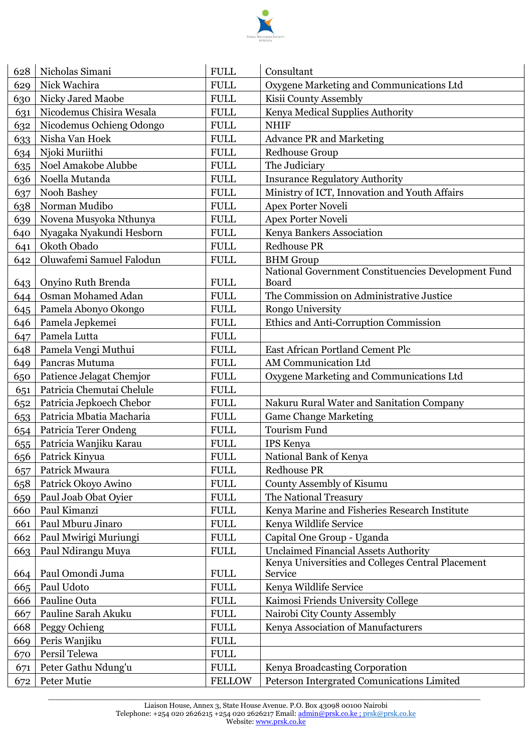| 628 | Nicholas Simani | FULL | Consultant |
|---|---|---|---|
| 629 | Nick Wachira | FULL | Oxygene Marketing and Communications Ltd |
| 630 | Nicky Jared Maobe | FULL | Kisii County Assembly |
| 631 | Nicodemus Chisira Wesala | FULL | Kenya Medical Supplies Authority |
| 632 | Nicodemus Ochieng Odongo | FULL | NHIF |
| 633 | Nisha Van Hoek | FULL | Advance PR and Marketing |
| 634 | Njoki Muriithi | FULL | Redhouse Group |
| 635 | Noel Amakobe Alubbe | FULL | The Judiciary |
| 636 | Noella Mutanda | FULL | Insurance Regulatory Authority |
| 637 | Nooh Bashey | FULL | Ministry of ICT, Innovation and Youth Affairs |
| 638 | Norman Mudibo | FULL | Apex Porter Noveli |
| 639 | Novena Musyoka Nthunya | FULL | Apex Porter Noveli |
| 640 | Nyagaka Nyakundi Hesborn | FULL | Kenya Bankers Association |
| 641 | Okoth Obado | FULL | Redhouse PR |
| 642 | Oluwafemi Samuel Falodun | FULL | BHM Group |
| 643 | Onyino Ruth Brenda | FULL | National Government Constituencies Development Fund Board |
| 644 | Osman Mohamed Adan | FULL | The Commission on Administrative Justice |
| 645 | Pamela Abonyo Okongo | FULL | Rongo University |
| 646 | Pamela Jepkemei | FULL | Ethics and Anti-Corruption Commission |
| 647 | Pamela Lutta | FULL | |
| 648 | Pamela Vengi Muthui | FULL | East African Portland Cement Plc |
| 649 | Pancras Mutuma | FULL | AM Communication Ltd |
| 650 | Patience Jelagat Chemjor | FULL | Oxygene Marketing and Communications Ltd |
| 651 | Patricia Chemutai Chelule | FULL | |
| 652 | Patricia Jepkoech Chebor | FULL | Nakuru Rural Water and Sanitation Company |
| 653 | Patricia Mbatia Macharia | FULL | Game Change Marketing |
| 654 | Patricia Terer Ondeng | FULL | Tourism Fund |
| 655 | Patricia Wanjiku Karau | FULL | IPS Kenya |
| 656 | Patrick Kinyua | FULL | National Bank of Kenya |
| 657 | Patrick Mwaura | FULL | Redhouse PR |
| 658 | Patrick Okoyo Awino | FULL | County Assembly of Kisumu |
| 659 | Paul Joab Obat Oyier | FULL | The National Treasury |
| 660 | Paul Kimanzi | FULL | Kenya Marine and Fisheries Research Institute |
| 661 | Paul Mburu Jinaro | FULL | Kenya Wildlife Service |
| 662 | Paul Mwirigi Muriungi | FULL | Capital One Group - Uganda |
| 663 | Paul Ndirangu Muya | FULL | Unclaimed Financial Assets Authority |
| 664 | Paul Omondi Juma | FULL | Kenya Universities and Colleges Central Placement Service |
| 665 | Paul Udoto | FULL | Kenya Wildlife Service |
| 666 | Pauline Outa | FULL | Kaimosi Friends University College |
| 667 | Pauline Sarah Akuku | FULL | Nairobi City County Assembly |
| 668 | Peggy Ochieng | FULL | Kenya Association of Manufacturers |
| 669 | Peris Wanjiku | FULL | |
| 670 | Persil Telewa | FULL | |
| 671 | Peter Gathu Ndung'u | FULL | Kenya Broadcasting Corporation |
| 672 | Peter Mutie | FELLOW | Peterson Intergrated Comunications Limited |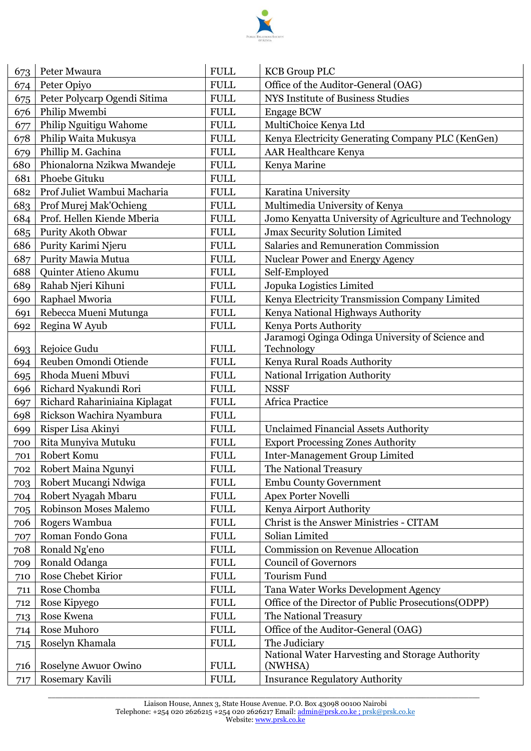| 673 | Peter Mwaura | FULL | KCB Group PLC |
|---|---|---|---|
| 674 | Peter Opiyo | FULL | Office of the Auditor-General (OAG) |
| 675 | Peter Polycarp Ogendi Sitima | FULL | NYS Institute of Business Studies |
| 676 | Philip Mwembi | FULL | Engage BCW |
| 677 | Philip Nguitigu Wahome | FULL | MultiChoice Kenya Ltd |
| 678 | Philip Waita Mukusya | FULL | Kenya Electricity Generating Company PLC (KenGen) |
| 679 | Phillip M. Gachina | FULL | AAR Healthcare Kenya |
| 680 | Phionalorna Nzikwa Mwandeje | FULL | Kenya Marine |
| 681 | Phoebe Gituku | FULL | |
| 682 | Prof Juliet Wambui Macharia | FULL | Karatina University |
| 683 | Prof Murej Mak'Ochieng | FULL | Multimedia University of Kenya |
| 684 | Prof. Hellen Kiende Mberia | FULL | Jomo Kenyatta University of Agriculture and Technology |
| 685 | Purity Akoth Obwar | FULL | Jmax Security Solution Limited |
| 686 | Purity Karimi Njeru | FULL | Salaries and Remuneration Commission |
| 687 | Purity Mawia Mutua | FULL | Nuclear Power and Energy Agency |
| 688 | Quinter Atieno Akumu | FULL | Self-Employed |
| 689 | Rahab Njeri Kihuni | FULL | Jopuka Logistics Limited |
| 690 | Raphael Mworia | FULL | Kenya Electricity Transmission Company Limited |
| 691 | Rebecca Mueni Mutunga | FULL | Kenya National Highways Authority |
| 692 | Regina W Ayub | FULL | Kenya Ports Authority |
| 693 | Rejoice Gudu | FULL | Jaramogi Oginga Odinga University of Science and Technology |
| 694 | Reuben Omondi Otiende | FULL | Kenya Rural Roads Authority |
| 695 | Rhoda Mueni Mbuvi | FULL | National Irrigation Authority |
| 696 | Richard Nyakundi Rori | FULL | NSSF |
| 697 | Richard Rahariniaina Kiplagat | FULL | Africa Practice |
| 698 | Rickson Wachira Nyambura | FULL | |
| 699 | Risper Lisa Akinyi | FULL | Unclaimed Financial Assets Authority |
| 700 | Rita Munyiva Mutuku | FULL | Export Processing Zones Authority |
| 701 | Robert Komu | FULL | Inter-Management Group Limited |
| 702 | Robert Maina Ngunyi | FULL | The National Treasury |
| 703 | Robert Mucangi Ndwiga | FULL | Embu County Government |
| 704 | Robert Nyagah Mbaru | FULL | Apex Porter Novelli |
| 705 | Robinson Moses Malemo | FULL | Kenya Airport Authority |
| 706 | Rogers Wambua | FULL | Christ is the Answer Ministries - CITAM |
| 707 | Roman Fondo Gona | FULL | Solian Limited |
| 708 | Ronald Ng'eno | FULL | Commission on Revenue Allocation |
| 709 | Ronald Odanga | FULL | Council of Governors |
| 710 | Rose Chebet Kirior | FULL | Tourism Fund |
| 711 | Rose Chomba | FULL | Tana Water Works Development Agency |
| 712 | Rose Kipyego | FULL | Office of the Director of Public Prosecutions(ODPP) |
| 713 | Rose Kwena | FULL | The National Treasury |
| 714 | Rose Muhoro | FULL | Office of the Auditor-General (OAG) |
| 715 | Roselyn Khamala | FULL | The Judiciary |
| 716 | Roselyne Awuor Owino | FULL | National Water Harvesting and Storage Authority (NWHSA) |
| 717 | Rosemary Kavili | FULL | Insurance Regulatory Authority |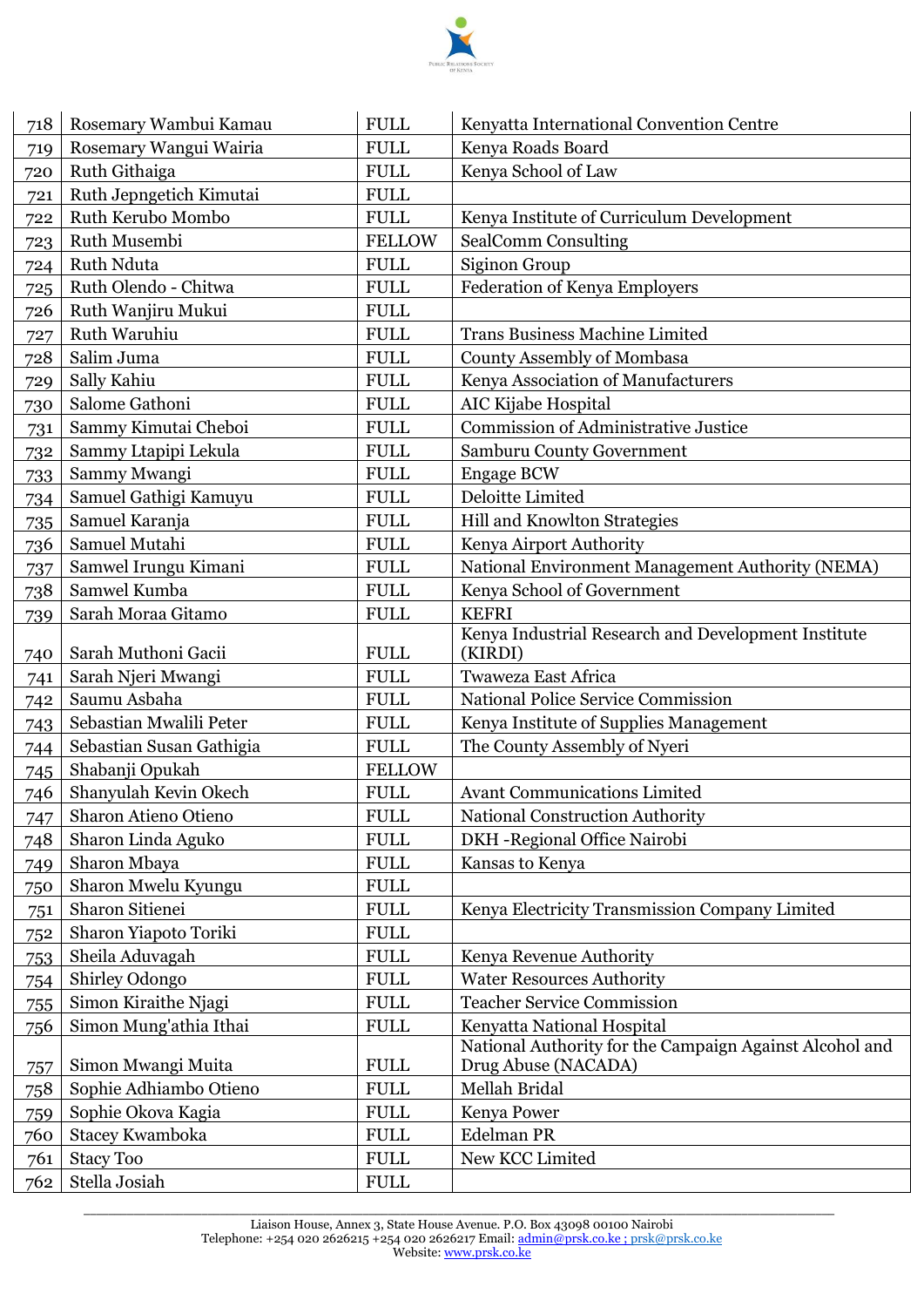| 718 | Rosemary Wambui Kamau | FULL | Kenyatta International Convention Centre |
|---|---|---|---|
| 719 | Rosemary Wangui Wairia | FULL | Kenya Roads Board |
| 720 | Ruth Githaiga | FULL | Kenya School of Law |
| 721 | Ruth Jepngetich Kimutai | FULL | |
| 722 | Ruth Kerubo Mombo | FULL | Kenya Institute of Curriculum Development |
| 723 | Ruth Musembi | FELLOW | SealComm Consulting |
| 724 | Ruth Nduta | FULL | Siginon Group |
| 725 | Ruth Olendo - Chitwa | FULL | Federation of Kenya Employers |
| 726 | Ruth Wanjiru Mukui | FULL | |
| 727 | Ruth Waruhiu | FULL | Trans Business Machine Limited |
| 728 | Salim Juma | FULL | County Assembly of Mombasa |
| 729 | Sally Kahiu | FULL | Kenya Association of Manufacturers |
| 730 | Salome Gathoni | FULL | AIC Kijabe Hospital |
| 731 | Sammy Kimutai Cheboi | FULL | Commission of Administrative Justice |
| 732 | Sammy Ltapipi Lekula | FULL | Samburu County Government |
| 733 | Sammy Mwangi | FULL | Engage BCW |
| 734 | Samuel Gathigi Kamuyu | FULL | Deloitte Limited |
| 735 | Samuel Karanja | FULL | Hill and Knowlton Strategies |
| 736 | Samuel Mutahi | FULL | Kenya Airport Authority |
| 737 | Samwel Irungu Kimani | FULL | National Environment Management Authority (NEMA) |
| 738 | Samwel Kumba | FULL | Kenya School of Government |
| 739 | Sarah Moraa Gitamo | FULL | KEFRI |
| 740 | Sarah Muthoni Gacii | FULL | Kenya Industrial Research and Development Institute (KIRDI) |
| 741 | Sarah Njeri Mwangi | FULL | Twaweza East Africa |
| 742 | Saumu Asbaha | FULL | National Police Service Commission |
| 743 | Sebastian Mwalili Peter | FULL | Kenya Institute of Supplies Management |
| 744 | Sebastian Susan Gathigia | FULL | The County Assembly of Nyeri |
| 745 | Shabanji Opukah | FELLOW | |
| 746 | Shanyulah Kevin Okech | FULL | Avant Communications Limited |
| 747 | Sharon Atieno Otieno | FULL | National Construction Authority |
| 748 | Sharon Linda Aguko | FULL | DKH -Regional Office Nairobi |
| 749 | Sharon Mbaya | FULL | Kansas to Kenya |
| 750 | Sharon Mwelu Kyungu | FULL | |
| 751 | Sharon Sitienei | FULL | Kenya Electricity Transmission Company Limited |
| 752 | Sharon Yiapoto Toriki | FULL | |
| 753 | Sheila Aduvagah | FULL | Kenya Revenue Authority |
| 754 | Shirley Odongo | FULL | Water Resources Authority |
| 755 | Simon Kiraithe Njagi | FULL | Teacher Service Commission |
| 756 | Simon Mung'athia Ithai | FULL | Kenyatta National Hospital |
| 757 | Simon Mwangi Muita | FULL | National Authority for the Campaign Against Alcohol and Drug Abuse (NACADA) |
| 758 | Sophie Adhiambo Otieno | FULL | Mellah Bridal |
| 759 | Sophie Okova Kagia | FULL | Kenya Power |
| 760 | Stacey Kwamboka | FULL | Edelman PR |
| 761 | Stacy Too | FULL | New KCC Limited |
| 762 | Stella Josiah | FULL | |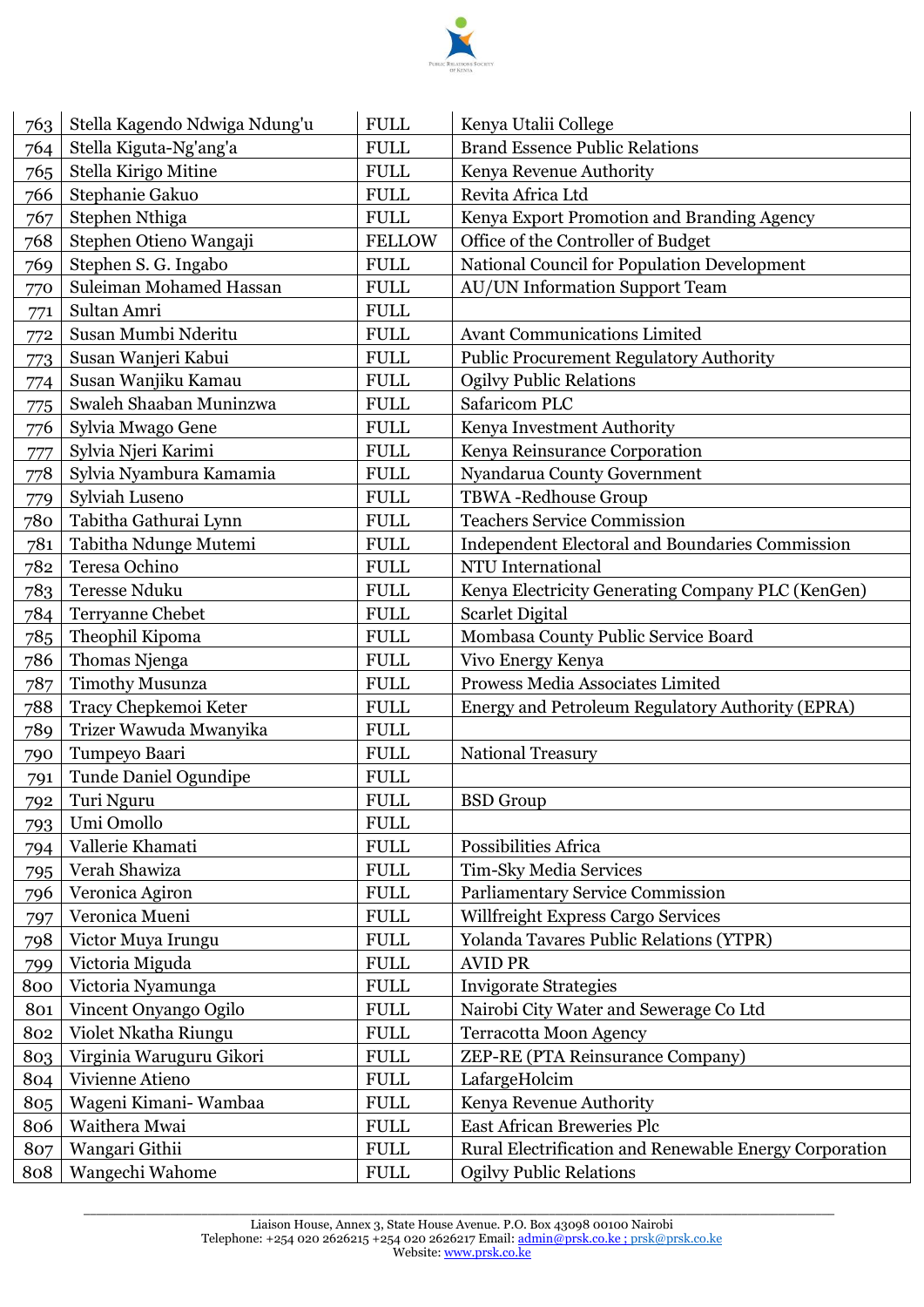| 763 | Stella Kagendo Ndwiga Ndung'u | FULL | Kenya Utalii College |
|---|---|---|---|
| 764 | Stella Kiguta-Ng'ang'a | FULL | Brand Essence Public Relations |
| 765 | Stella Kirigo Mitine | FULL | Kenya Revenue Authority |
| 766 | Stephanie Gakuo | FULL | Revita Africa Ltd |
| 767 | Stephen Nthiga | FULL | Kenya Export Promotion and Branding Agency |
| 768 | Stephen Otieno Wangaji | FELLOW | Office of the Controller of Budget |
| 769 | Stephen S. G. Ingabo | FULL | National Council for Population Development |
| 770 | Suleiman Mohamed Hassan | FULL | AU/UN Information Support Team |
| 771 | Sultan Amri | FULL | |
| 772 | Susan Mumbi Nderitu | FULL | Avant Communications Limited |
| 773 | Susan Wanjeri Kabui | FULL | Public Procurement Regulatory Authority |
| 774 | Susan Wanjiku Kamau | FULL | Ogilvy Public Relations |
| 775 | Swaleh Shaaban Muninzwa | FULL | Safaricom PLC |
| 776 | Sylvia Mwago Gene | FULL | Kenya Investment Authority |
| 777 | Sylvia Njeri Karimi | FULL | Kenya Reinsurance Corporation |
| 778 | Sylvia Nyambura Kamamia | FULL | Nyandarua County Government |
| 779 | Sylviah Luseno | FULL | TBWA -Redhouse Group |
| 780 | Tabitha Gathurai Lynn | FULL | Teachers Service Commission |
| 781 | Tabitha Ndunge Mutemi | FULL | Independent Electoral and Boundaries Commission |
| 782 | Teresa Ochino | FULL | NTU International |
| 783 | Teresse Nduku | FULL | Kenya Electricity Generating Company PLC (KenGen) |
| 784 | Terryanne Chebet | FULL | Scarlet Digital |
| 785 | Theophil Kipoma | FULL | Mombasa County Public Service Board |
| 786 | Thomas Njenga | FULL | Vivo Energy Kenya |
| 787 | Timothy Musunza | FULL | Prowess Media Associates Limited |
| 788 | Tracy Chepkemoi Keter | FULL | Energy and Petroleum Regulatory Authority (EPRA) |
| 789 | Trizer Wawuda Mwanyika | FULL | |
| 790 | Tumpeyo Baari | FULL | National Treasury |
| 791 | Tunde Daniel Ogundipe | FULL | |
| 792 | Turi Nguru | FULL | BSD Group |
| 793 | Umi Omollo | FULL | |
| 794 | Vallerie Khamati | FULL | Possibilities Africa |
| 795 | Verah Shawiza | FULL | Tim-Sky Media Services |
| 796 | Veronica Agiron | FULL | Parliamentary Service Commission |
| 797 | Veronica Mueni | FULL | Willfreight Express Cargo Services |
| 798 | Victor Muya Irungu | FULL | Yolanda Tavares Public Relations (YTPR) |
| 799 | Victoria Miguda | FULL | AVID PR |
| 800 | Victoria Nyamunga | FULL | Invigorate Strategies |
| 801 | Vincent Onyango Ogilo | FULL | Nairobi City Water and Sewerage Co Ltd |
| 802 | Violet Nkatha Riungu | FULL | Terracotta Moon Agency |
| 803 | Virginia Waruguru Gikori | FULL | ZEP-RE (PTA Reinsurance Company) |
| 804 | Vivienne Atieno | FULL | LafargeHolcim |
| 805 | Wageni Kimani- Wambaa | FULL | Kenya Revenue Authority |
| 806 | Waithera Mwai | FULL | East African Breweries Plc |
| 807 | Wangari Githii | FULL | Rural Electrification and Renewable Energy Corporation |
| 808 | Wangechi Wahome | FULL | Ogilvy Public Relations |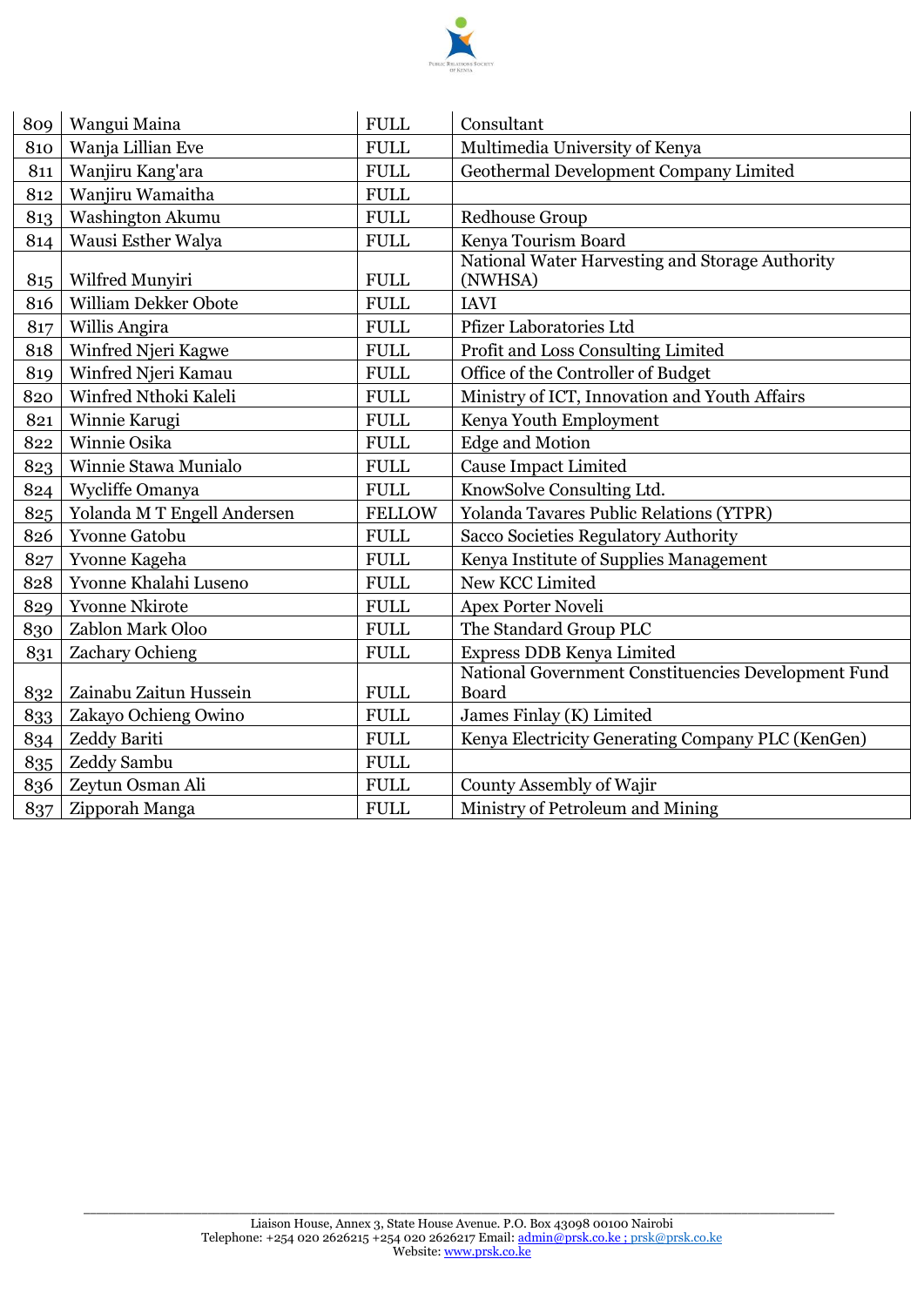| | | | |
|---|---|---|---|
| 809 | Wangui Maina | FULL | Consultant |
| 810 | Wanja Lillian Eve | FULL | Multimedia University of Kenya |
| 811 | Wanjiru Kang'ara | FULL | Geothermal Development Company Limited |
| 812 | Wanjiru Wamaitha | FULL | |
| 813 | Washington Akumu | FULL | Redhouse Group |
| 814 | Wausi Esther Walya | FULL | Kenya Tourism Board |
| 815 | Wilfred Munyiri | FULL | National Water Harvesting and Storage Authority (NWHSA) |
| 816 | William Dekker Obote | FULL | IAVI |
| 817 | Willis Angira | FULL | Pfizer Laboratories Ltd |
| 818 | Winfred Njeri Kagwe | FULL | Profit and Loss Consulting Limited |
| 819 | Winfred Njeri Kamau | FULL | Office of the Controller of Budget |
| 820 | Winfred Nthoki Kaleli | FULL | Ministry of ICT, Innovation and Youth Affairs |
| 821 | Winnie Karugi | FULL | Kenya Youth Employment |
| 822 | Winnie Osika | FULL | Edge and Motion |
| 823 | Winnie Stawa Munialo | FULL | Cause Impact Limited |
| 824 | Wycliffe Omanya | FULL | KnowSolve Consulting Ltd. |
| 825 | Yolanda M T Engell Andersen | FELLOW | Yolanda Tavares Public Relations (YTPR) |
| 826 | Yvonne Gatobu | FULL | Sacco Societies Regulatory Authority |
| 827 | Yvonne Kageha | FULL | Kenya Institute of Supplies Management |
| 828 | Yvonne Khalahi Luseno | FULL | New KCC Limited |
| 829 | Yvonne Nkirote | FULL | Apex Porter Noveli |
| 830 | Zablon Mark Oloo | FULL | The Standard Group PLC |
| 831 | Zachary Ochieng | FULL | Express DDB Kenya Limited |
| 832 | Zainabu Zaitun Hussein | FULL | National Government Constituencies Development Fund Board |
| 833 | Zakayo Ochieng Owino | FULL | James Finlay (K) Limited |
| 834 | Zeddy Bariti | FULL | Kenya Electricity Generating Company PLC (KenGen) |
| 835 | Zeddy Sambu | FULL | |
| 836 | Zeytun Osman Ali | FULL | County Assembly of Wajir |
| 837 | Zipporah Manga | FULL | Ministry of Petroleum and Mining |